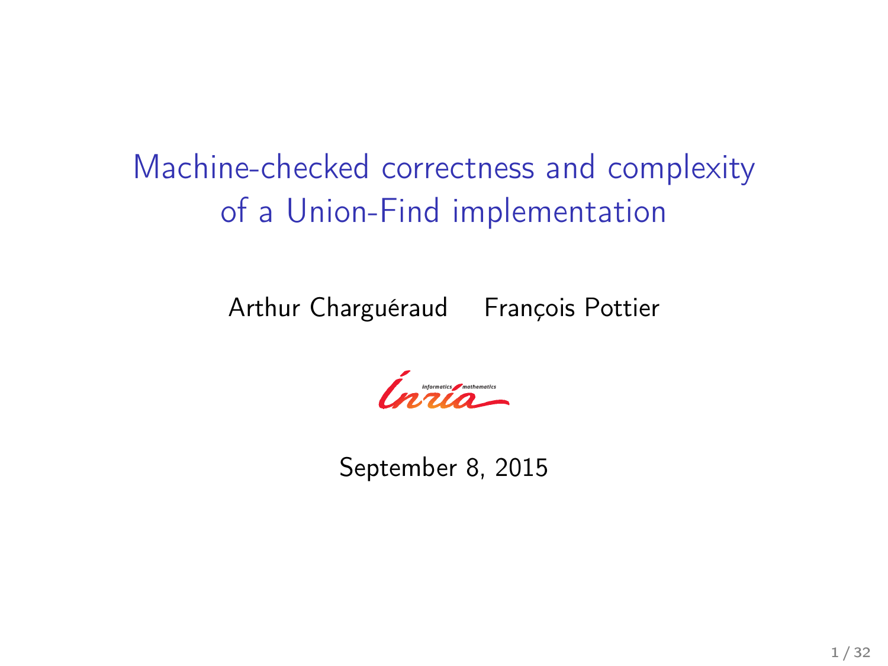# Machine-checked correctness and complexity of a Union-Find implementation

Arthur Charguéraud François Pottier

September 8, 2015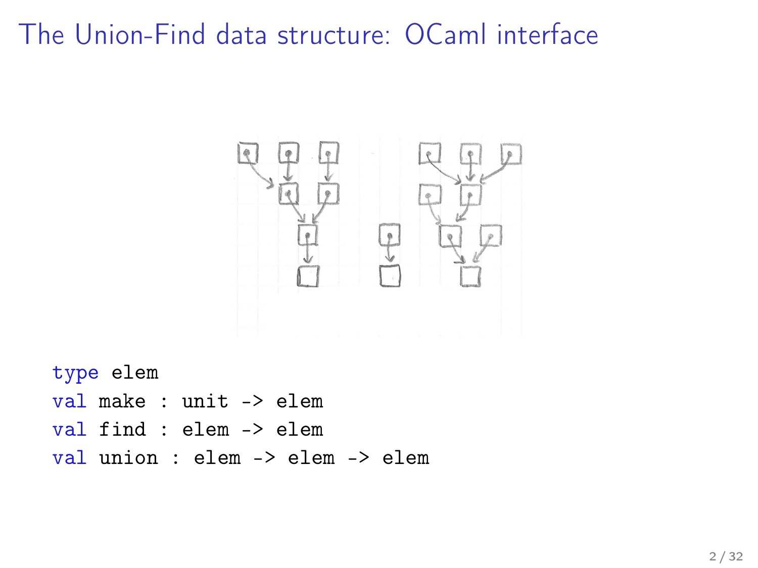# The Union-Find data structure: OCaml interface

```
type elem
val make : unit -> elem
val find : elem -> elem
val union : elem -> elem -> elem
```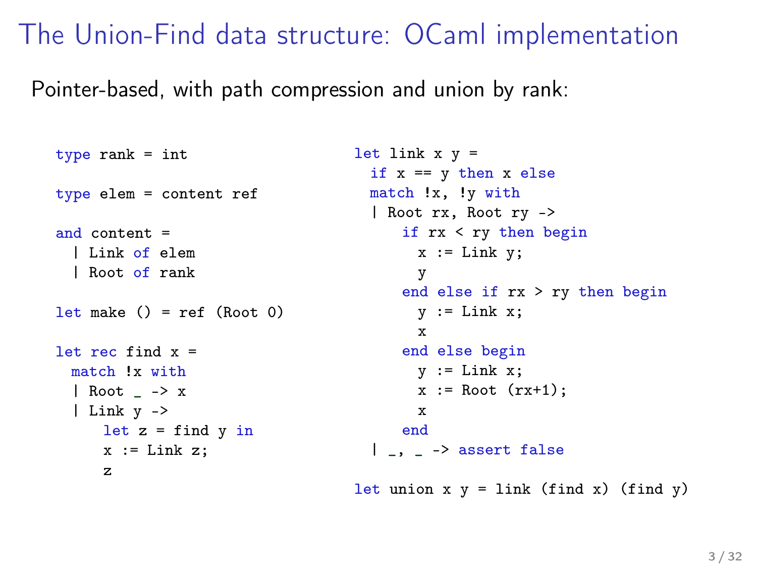# The Union-Find data structure: OCaml implementation

Pointer-based, with path compression and union by rank:

```
type rank = int

type elem = content ref

and content =
  | Link of elem
  | Root of rank

let make () = ref (Root 0)

let rec find x =
  match !x with
  | Root _ -> x
  | Link y ->
      let z = find y in
      x := Link z;
      z
```

```
let link x y =
  if x == y then x else
  match !x, !y with
  | Root rx, Root ry ->
      if rx < ry then begin
        x := Link y;
        y
      end else if rx > ry then begin
        y := Link x;
        x
      end else begin
        y := Link x;
        x := Root (rx+1);
        x
      end
  | _, _ -> assert false

let union x y = link (find x) (find y)
```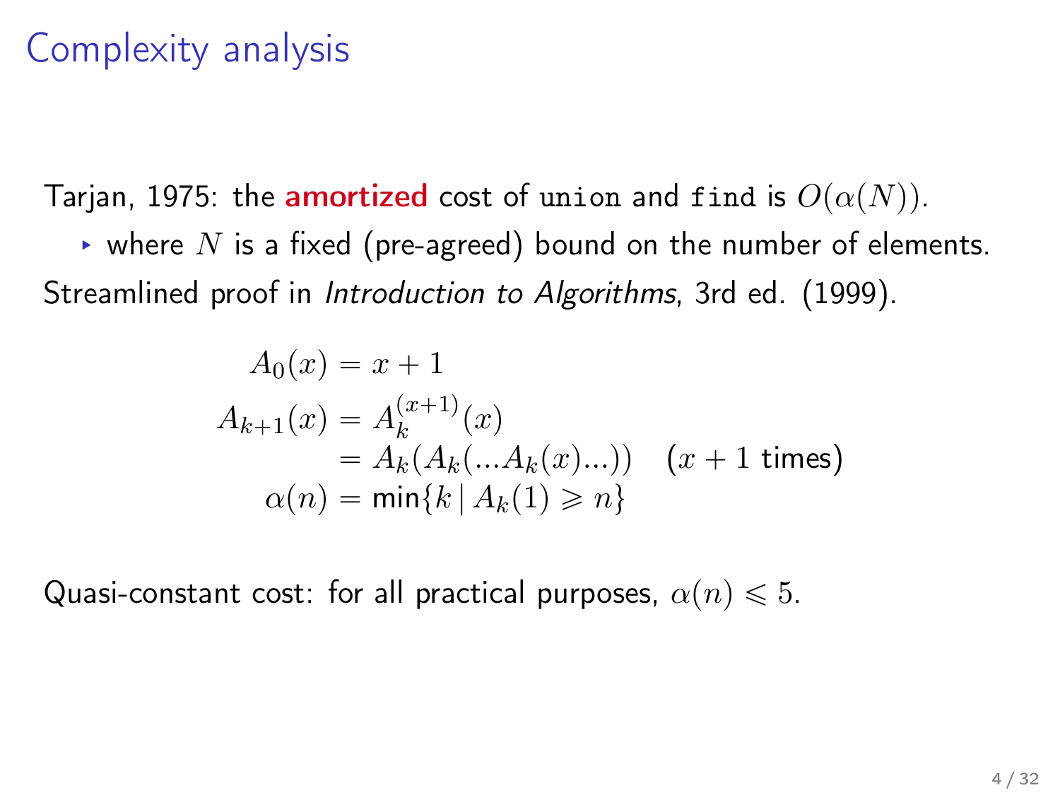# Complexity analysis

Tarjan, 1975: the **amortized** cost of `union` and `find` is $O(\alpha(N))$.

- where $N$ is a fixed (pre-agreed) bound on the number of elements.

Streamlined proof in *Introduction to Algorithms*, 3rd ed. (1999).

$$
\begin{aligned}
A_0(x) &= x + 1 \\
A_{k+1}(x) &= A_k^{(x+1)}(x) \\
&= A_k(A_k(...A_k(x)...)) \quad (x + 1 \text{ times}) \\
\alpha(n) &= \min\{k \mid A_k(1) \geqslant n\}
\end{aligned}
$$

Quasi-constant cost: for all practical purposes, $\alpha(n) \leqslant 5$.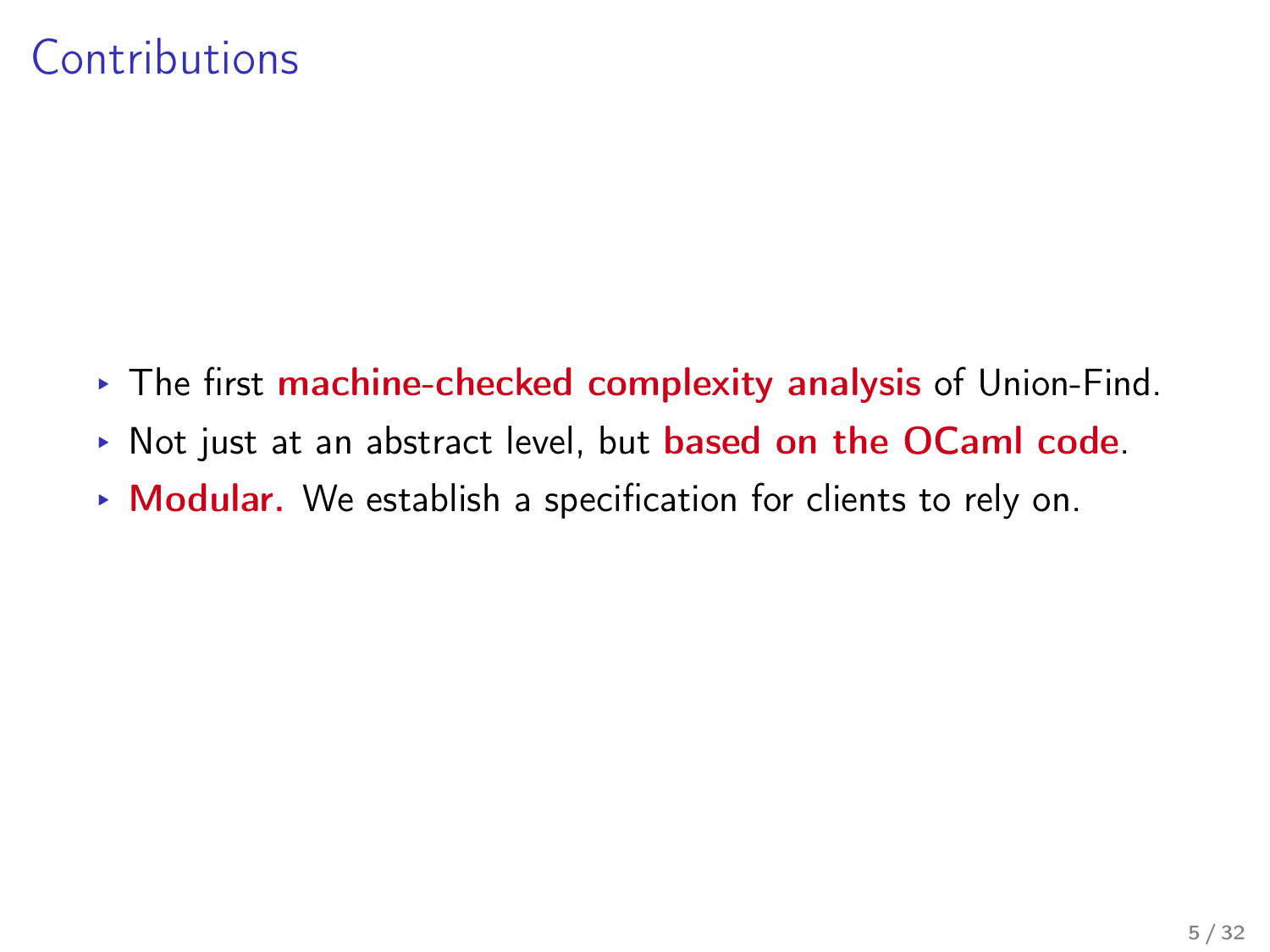# Contributions

- The first **machine-checked complexity analysis** of Union-Find.
- Not just at an abstract level, but **based on the OCaml code**.
- **Modular.** We establish a specification for clients to rely on.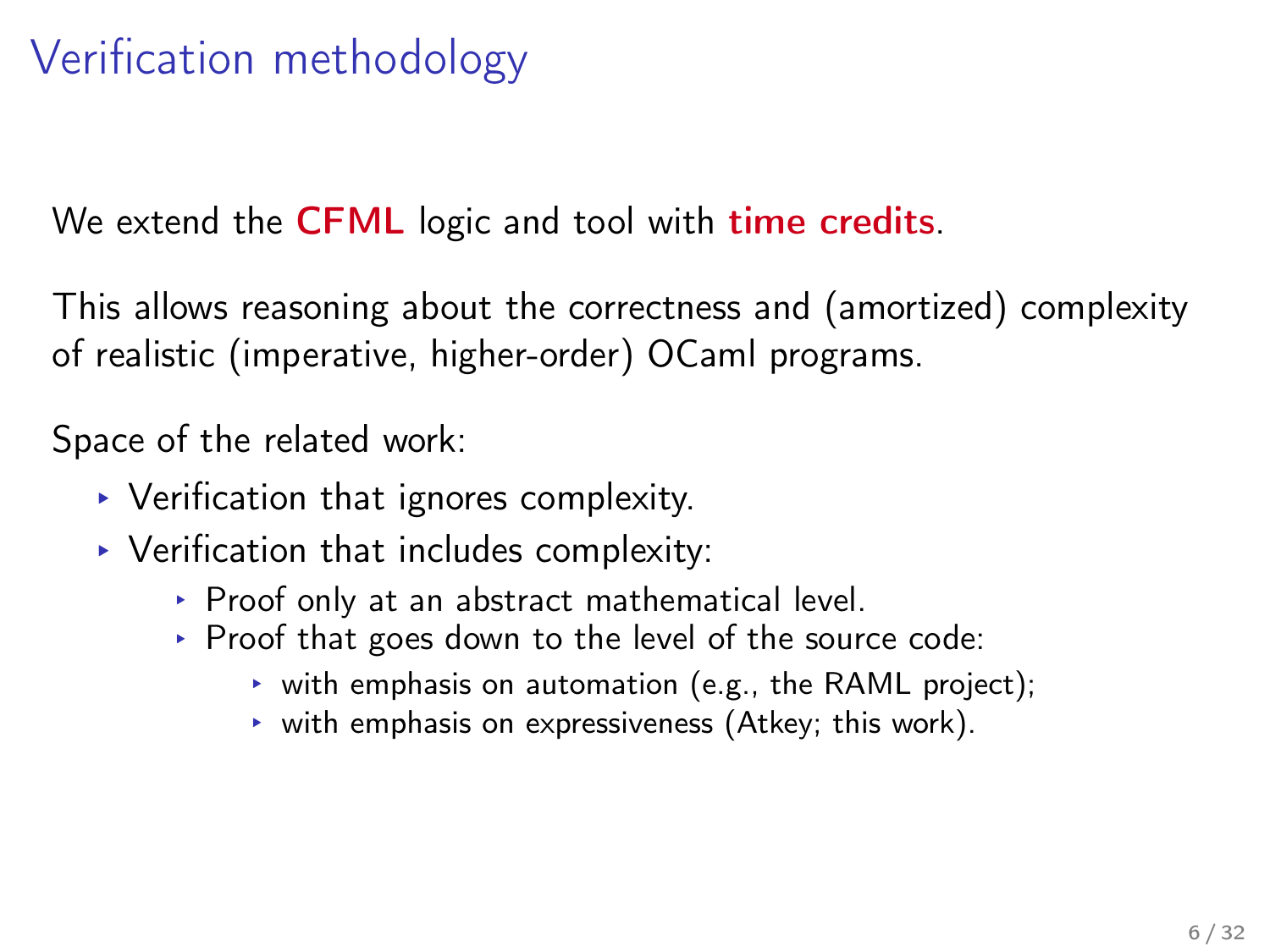# Verification methodology

We extend the **CFML** logic and tool with **time credits**.

This allows reasoning about the correctness and (amortized) complexity of realistic (imperative, higher-order) OCaml programs.

Space of the related work:

- Verification that ignores complexity.
- Verification that includes complexity:
  - Proof only at an abstract mathematical level.
  - Proof that goes down to the level of the source code:
    - with emphasis on automation (e.g., the RAML project);
    - with emphasis on expressiveness (Atkey; this work).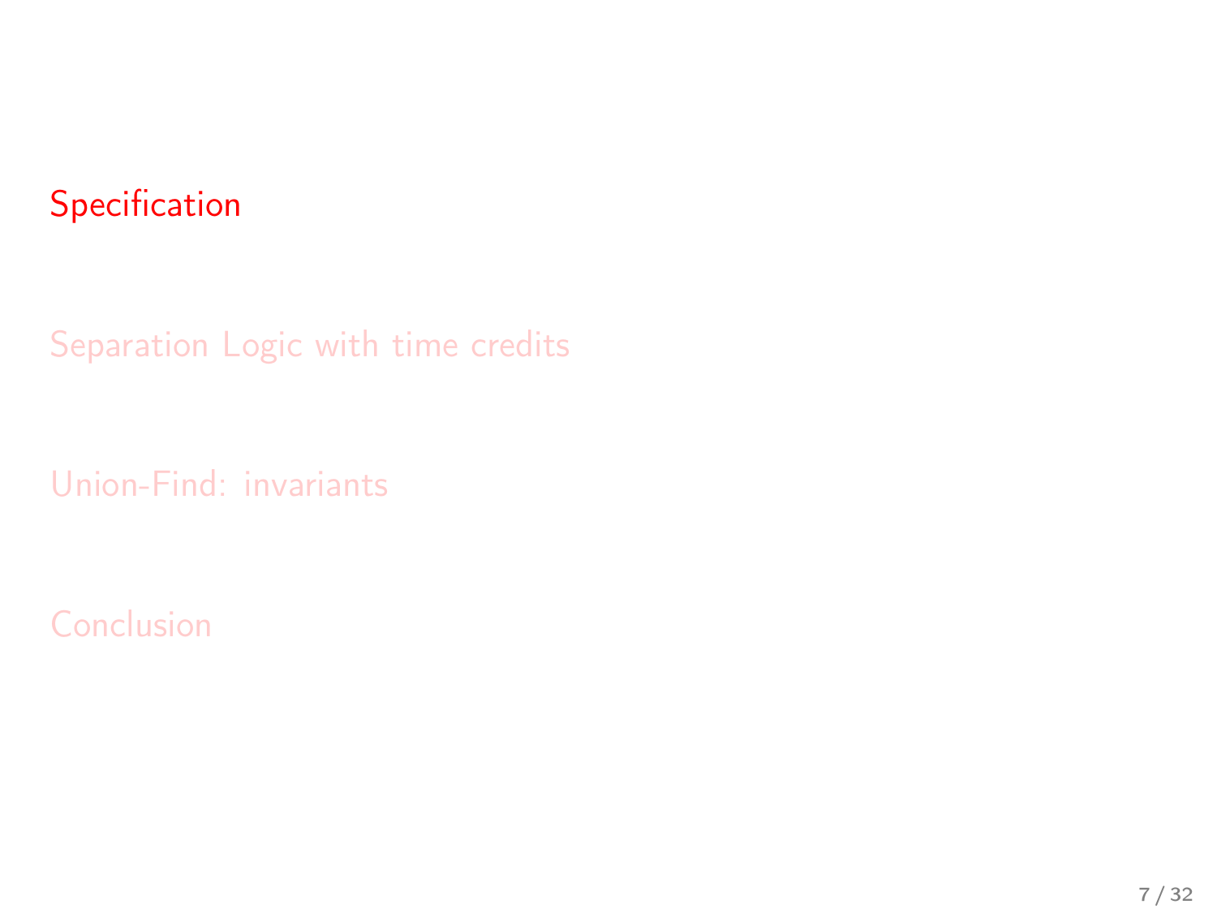Specification

Separation Logic with time credits

Union-Find: invariants

Conclusion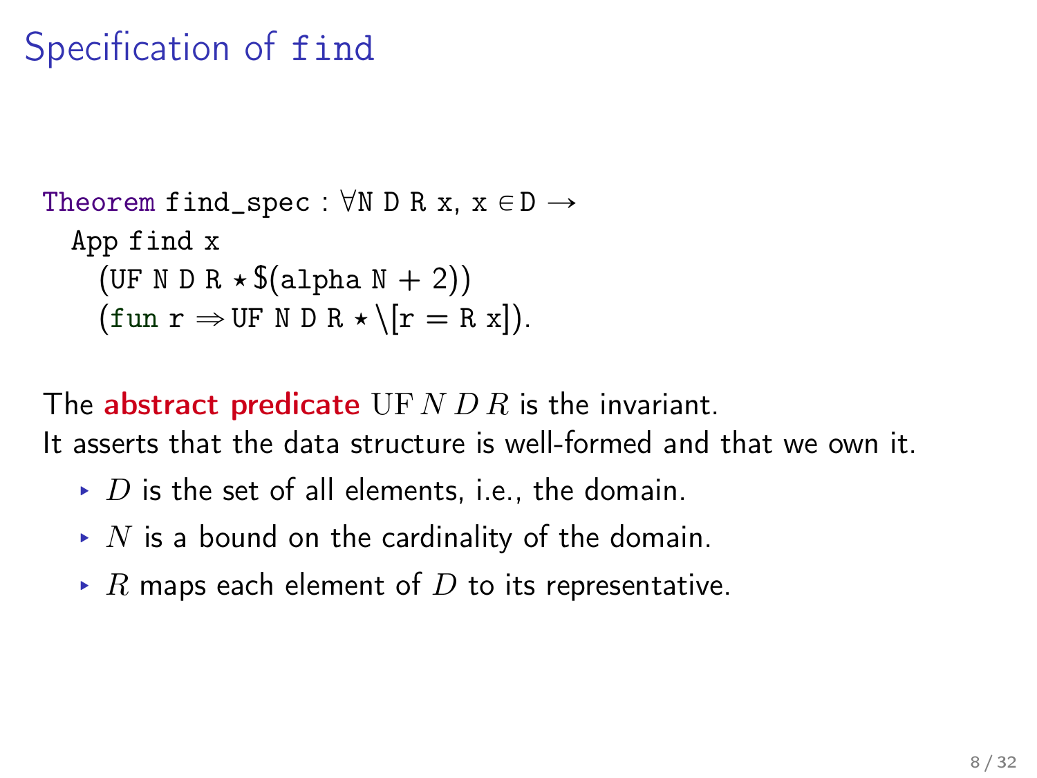# Specification of `find`

```
Theorem find_spec : ∀N D R x, x ∈ D →
  App find x
    (UF N D R ⋆ $(alpha N + 2))
    (fun r ⇒ UF N D R ⋆ \[r = R x]).
```

The **abstract predicate** $\mathrm{UF}\ N\ D\ R$ is the invariant.
It asserts that the data structure is well-formed and that we own it.

- $D$ is the set of all elements, i.e., the domain.
- $N$ is a bound on the cardinality of the domain.
- $R$ maps each element of $D$ to its representative.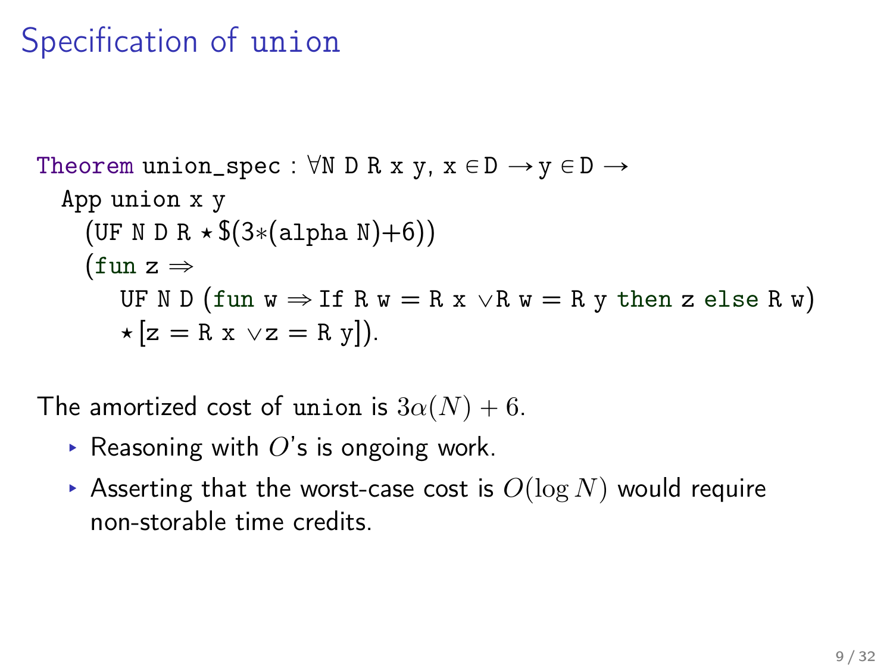# Specification of `union`

```
Theorem union_spec : ∀N D R x y, x ∈ D → y ∈ D →
  App union x y
    (UF N D R ⋆ $(3∗(alpha N)+6))
    (fun z ⇒
       UF N D (fun w ⇒ If R w = R x ∨ R w = R y then z else R w)
       ⋆ [z = R x ∨ z = R y]).
```

The amortized cost of `union` is $3\alpha(N) + 6$.

- Reasoning with $O$'s is ongoing work.
- Asserting that the worst-case cost is $O(\log N)$ would require non-storable time credits.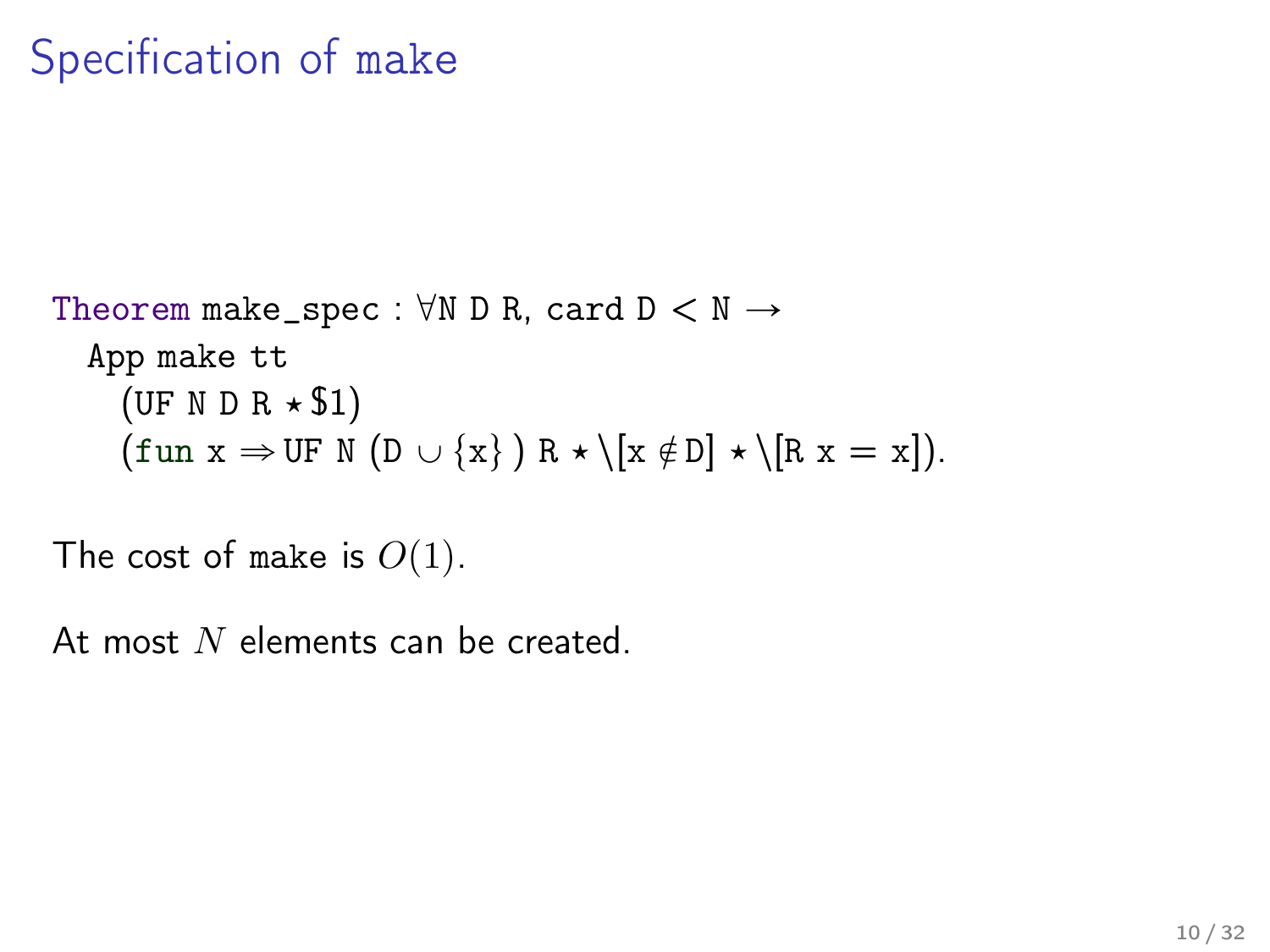# Specification of make

```
Theorem make_spec : ∀N D R, card D < N →
  App make tt
    (UF N D R ⋆ $1)
    (fun x ⇒ UF N (D ∪ {x} ) R ⋆ \[x ∉ D] ⋆ \[R x = x]).
```

The cost of make is $O(1)$.

At most $N$ elements can be created.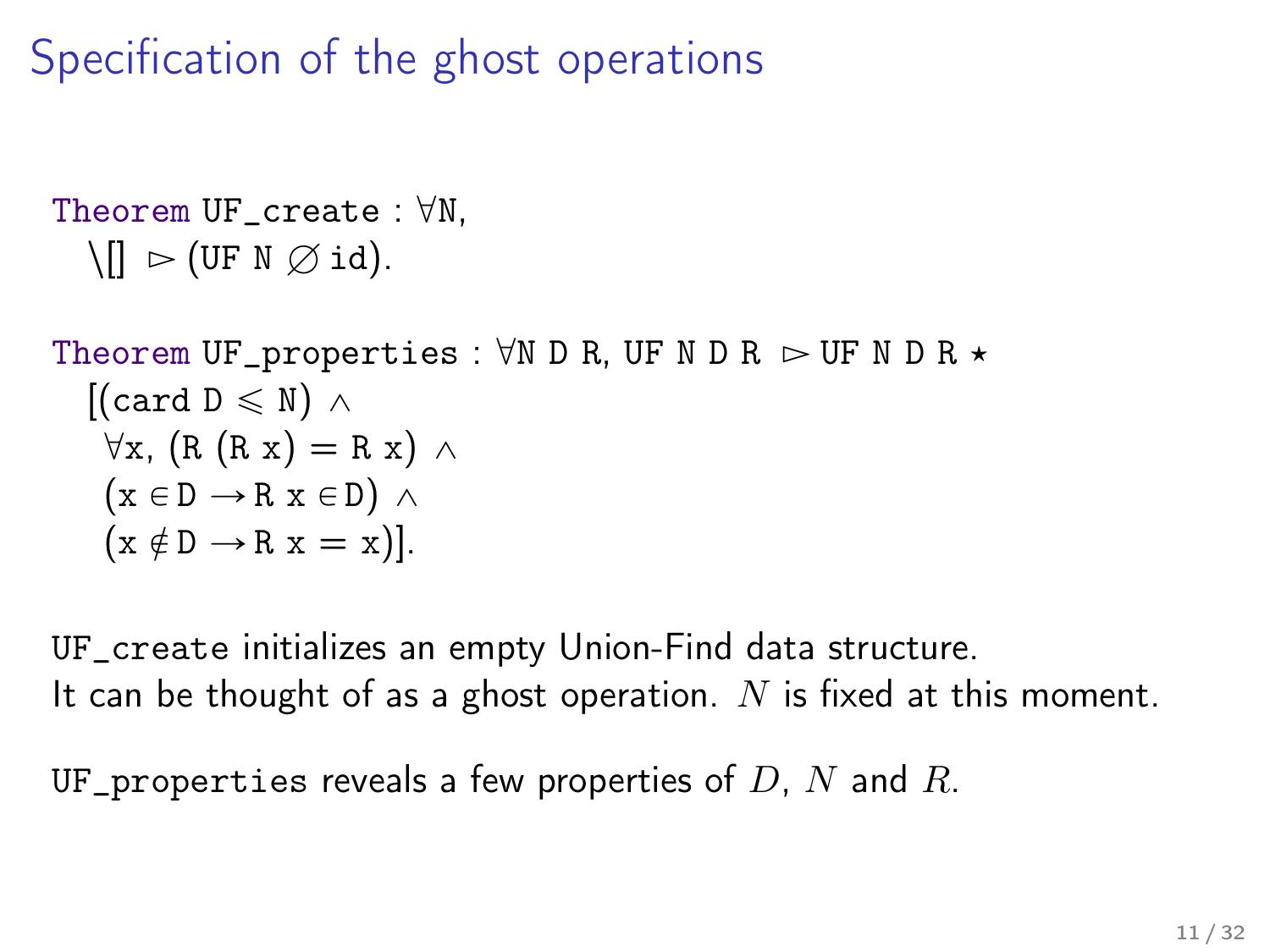# Specification of the ghost operations

```
Theorem UF_create : ∀N,
  \[] ▻ (UF N ∅ id).

Theorem UF_properties : ∀N D R, UF N D R ▻ UF N D R ⋆
  [(card D ⩽ N) ∧
   ∀x, (R (R x) = R x) ∧
   (x ∈ D → R x ∈ D) ∧
   (x ∉ D → R x = x)].
```

`UF_create` initializes an empty Union-Find data structure.
It can be thought of as a ghost operation. $N$ is fixed at this moment.

`UF_properties` reveals a few properties of $D$, $N$ and $R$.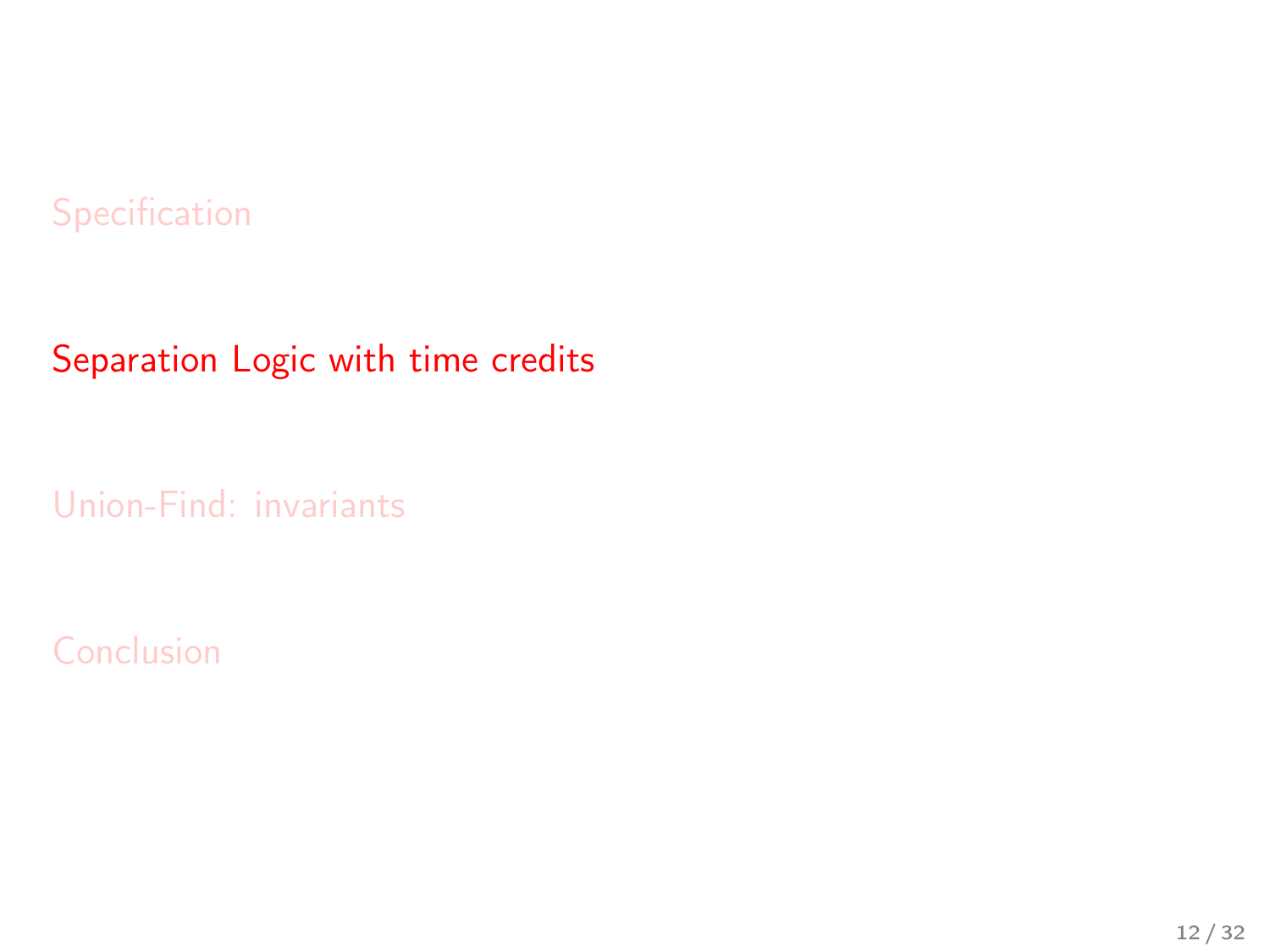Specification

Separation Logic with time credits

Union-Find: invariants

Conclusion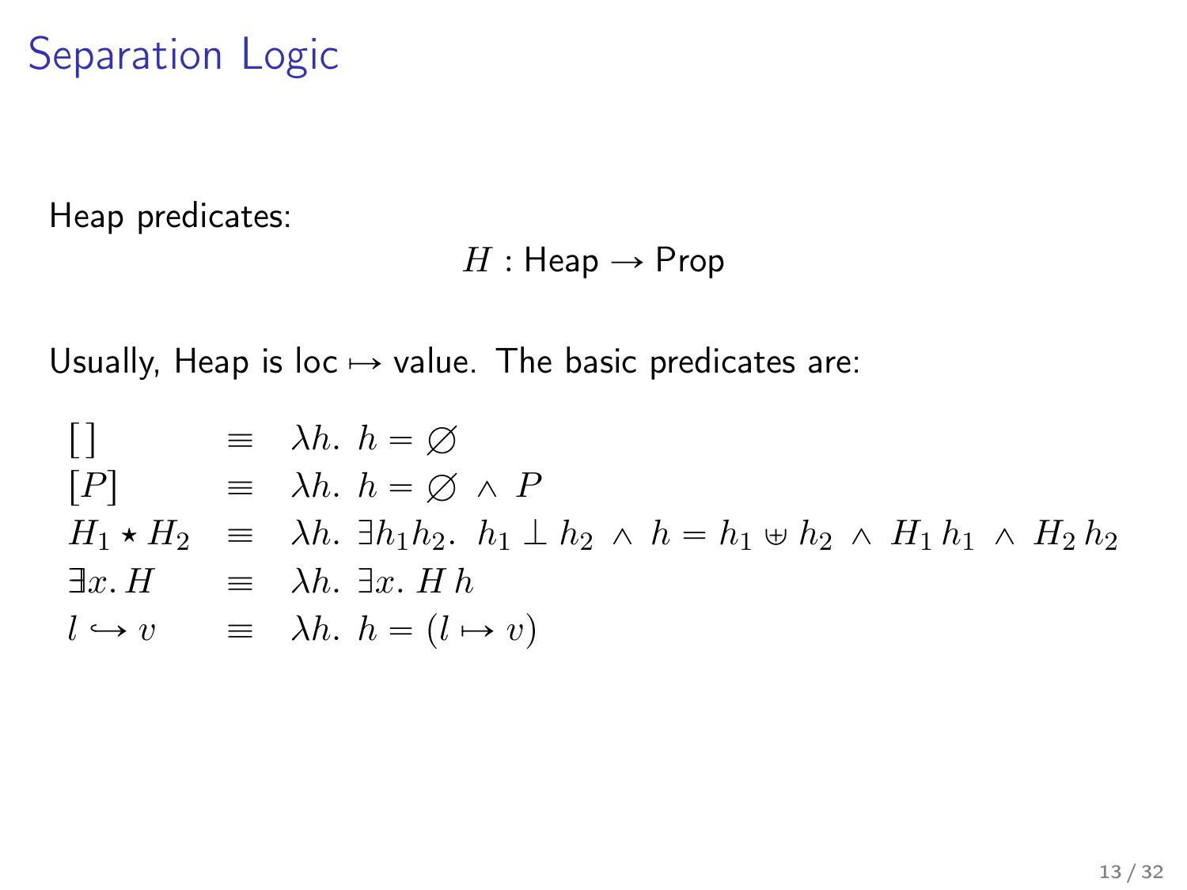# Separation Logic

Heap predicates:

$$H : \mathsf{Heap} \rightarrow \mathsf{Prop}$$

Usually, Heap is loc $\mapsto$ value. The basic predicates are:

$$
\begin{array}{lcl}
[\,] & \equiv & \lambda h.\ h = \varnothing \\
[P] & \equiv & \lambda h.\ h = \varnothing \ \wedge\ P \\
H_1 \star H_2 & \equiv & \lambda h.\ \exists h_1 h_2.\ \ h_1 \perp h_2 \ \wedge\ h = h_1 \uplus h_2 \ \wedge\ H_1\, h_1 \ \wedge\ H_2\, h_2 \\
\exists x.\, H & \equiv & \lambda h.\ \exists x.\ H\, h \\
l \hookrightarrow v & \equiv & \lambda h.\ h = (l \mapsto v)
\end{array}
$$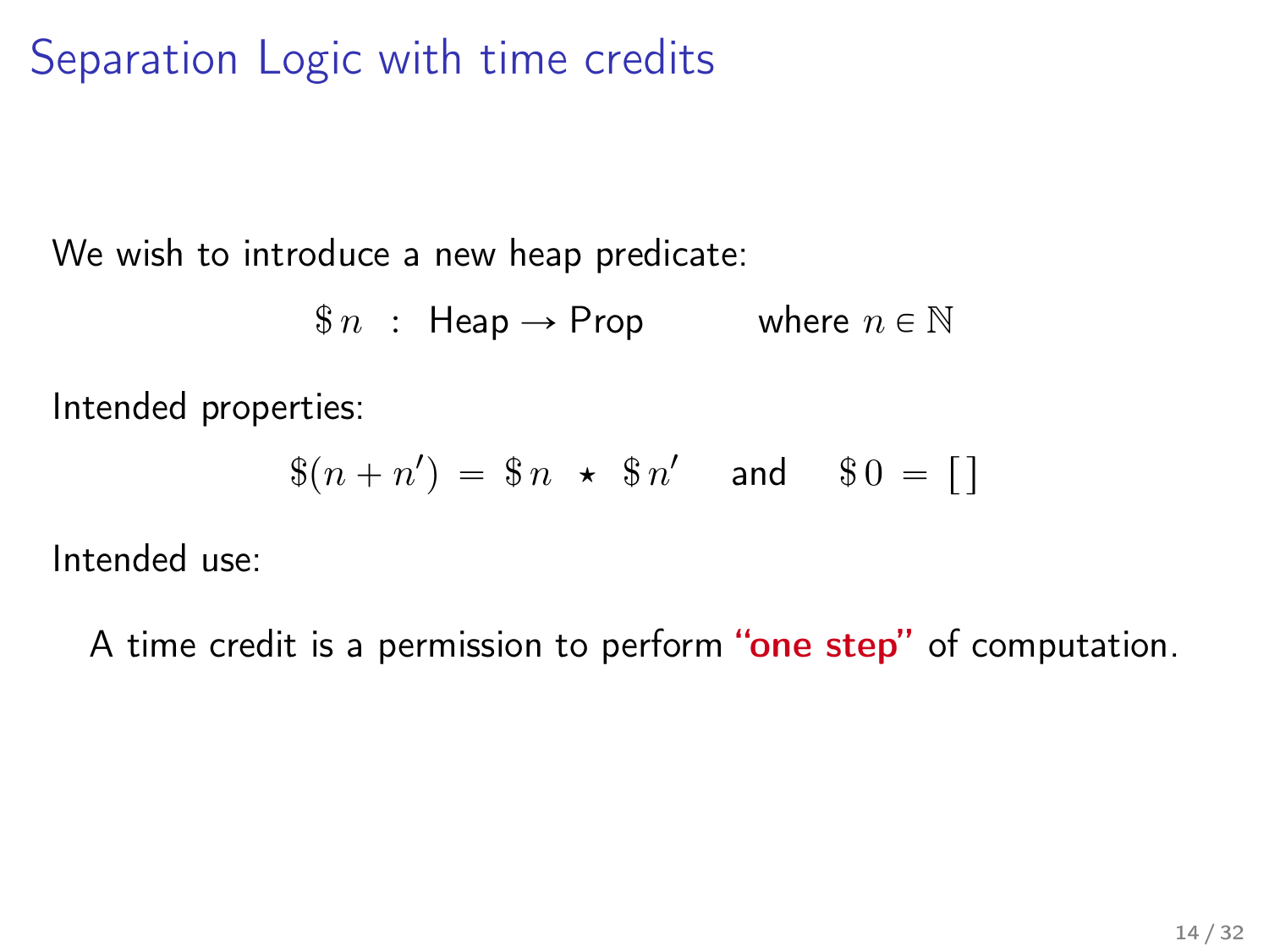# Separation Logic with time credits

We wish to introduce a new heap predicate:

$$\$\, n \ : \ \text{Heap} \to \text{Prop} \qquad \text{where } n \in \mathbb{N}$$

Intended properties:

$$\$(n + n') \,=\, \$\, n \ \star \ \$\, n' \quad \text{and} \quad \$\, 0 \,=\, [\,]$$

Intended use:

A time credit is a permission to perform **"one step"** of computation.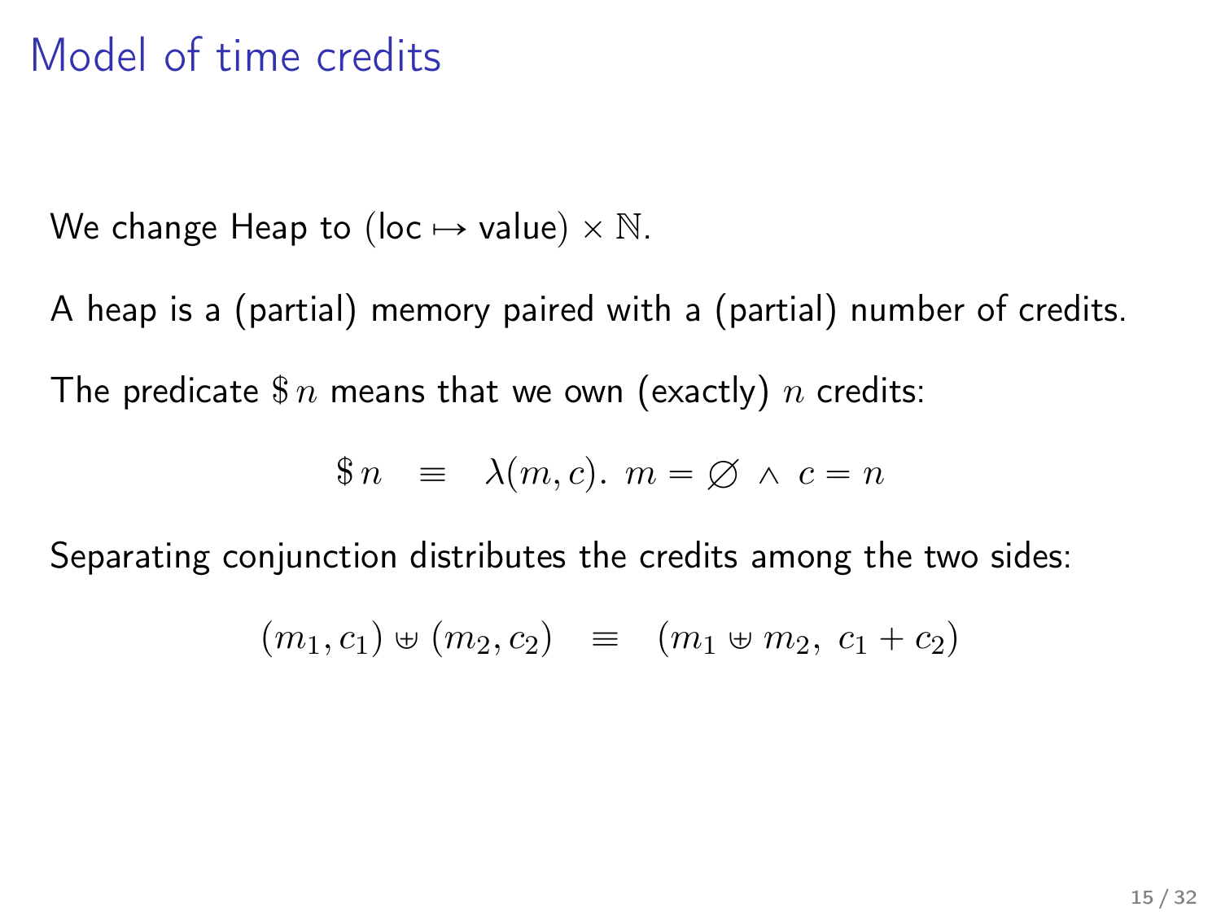# Model of time credits

We change Heap to (loc $\mapsto$ value) $\times$ $\mathbb{N}$.

A heap is a (partial) memory paired with a (partial) number of credits.

The predicate $\$\, n$ means that we own (exactly) $n$ credits:

$$\$\, n \quad \equiv \quad \lambda(m, c).\ m = \varnothing \ \wedge\ c = n$$

Separating conjunction distributes the credits among the two sides:

$$(m_1, c_1) \uplus (m_2, c_2) \quad \equiv \quad (m_1 \uplus m_2,\ c_1 + c_2)$$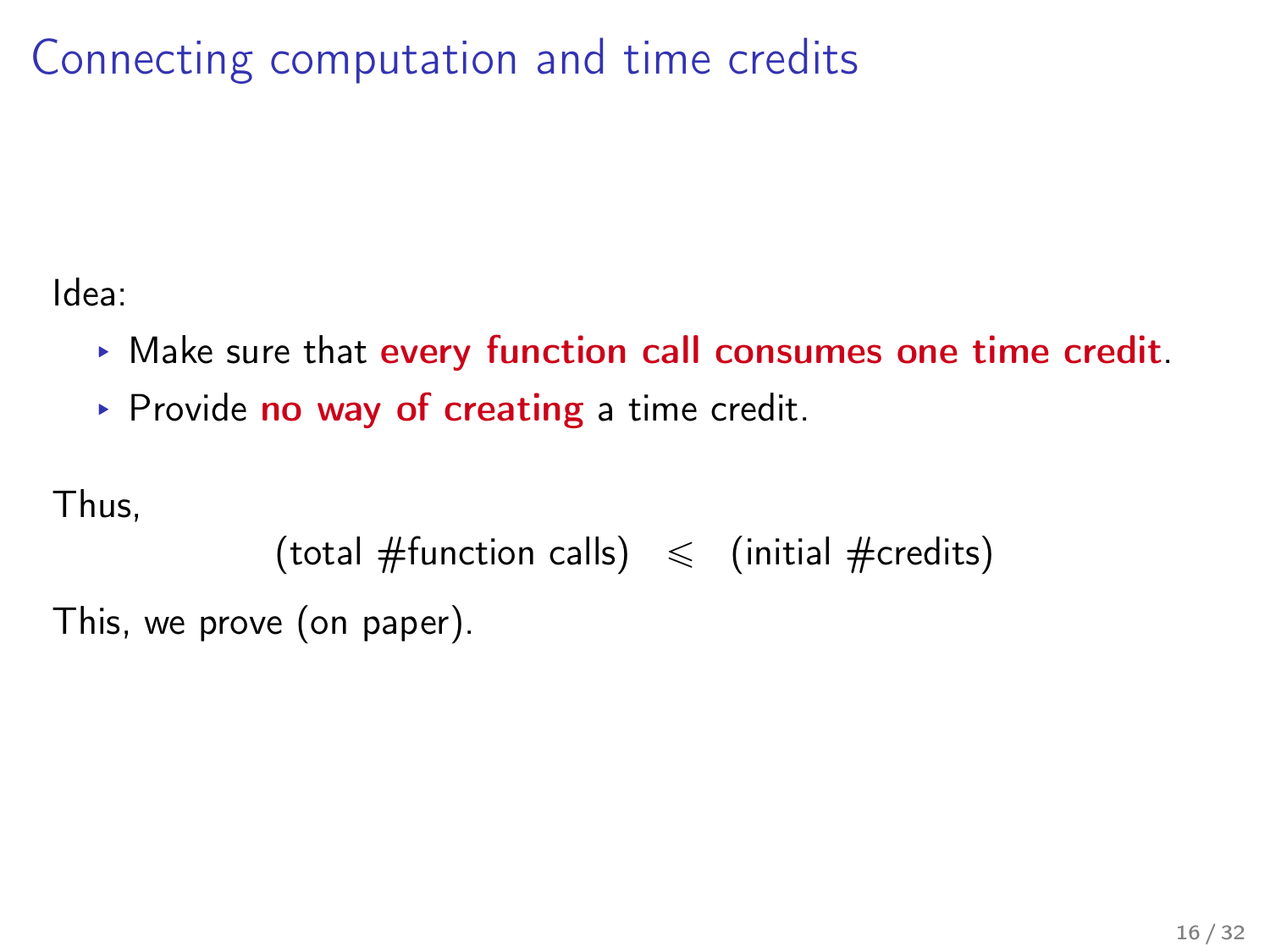# Connecting computation and time credits

Idea:

- Make sure that **every function call consumes one time credit**.
- Provide **no way of creating** a time credit.

Thus,

$$\text{(total \#function calls)} \quad \leqslant \quad \text{(initial \#credits)}$$

This, we prove (on paper).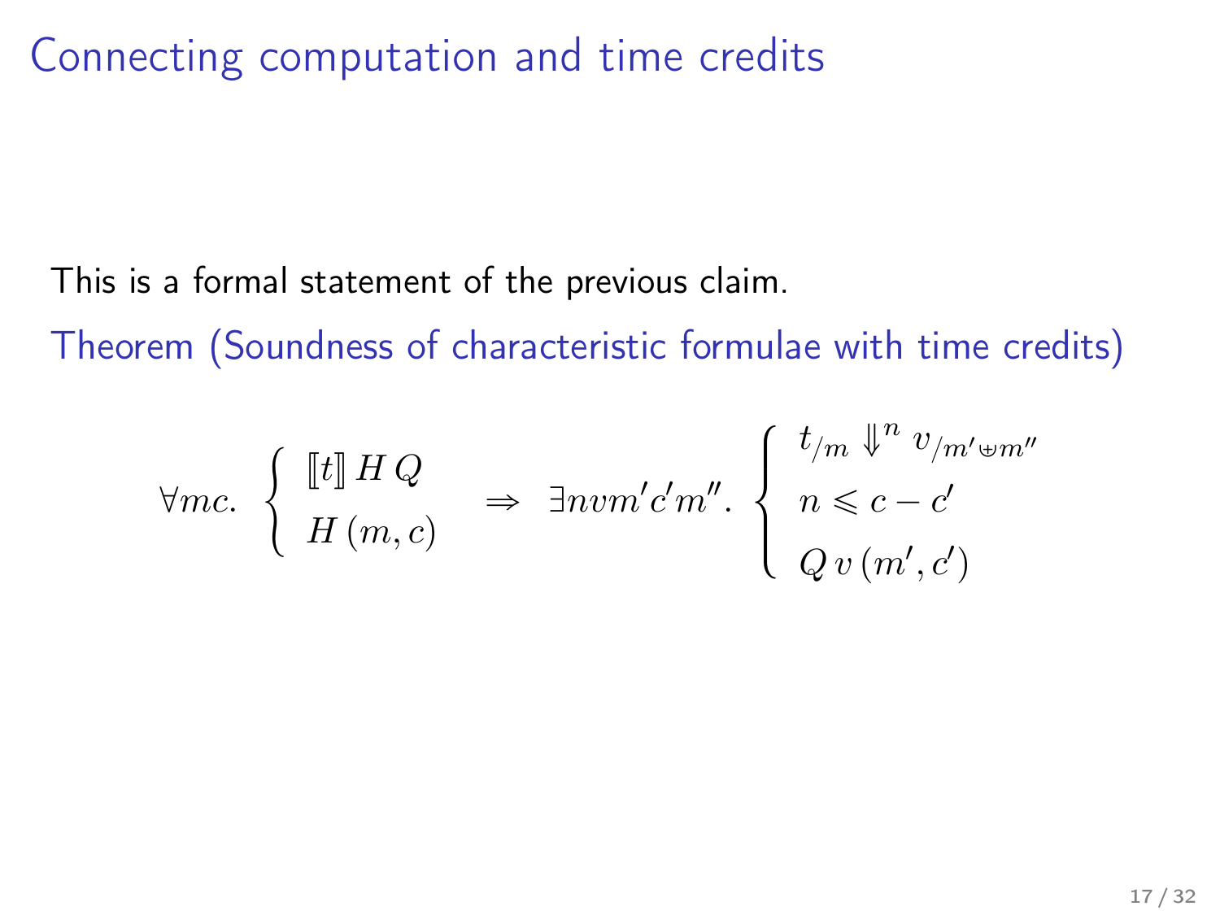# Connecting computation and time credits

This is a formal statement of the previous claim.

Theorem (Soundness of characteristic formulae with time credits)

$$
\forall mc.\ \left\{ \begin{array}{l} [\![t]\!]\, H\, Q \\ H\,(m, c) \end{array} \right. \ \Rightarrow\ \exists n v m' c' m''.\ \left\{ \begin{array}{l} t_{/m} \Downarrow^{n} v_{/m' \uplus m''} \\ n \leqslant c - c' \\ Q\, v\,(m', c') \end{array} \right.
$$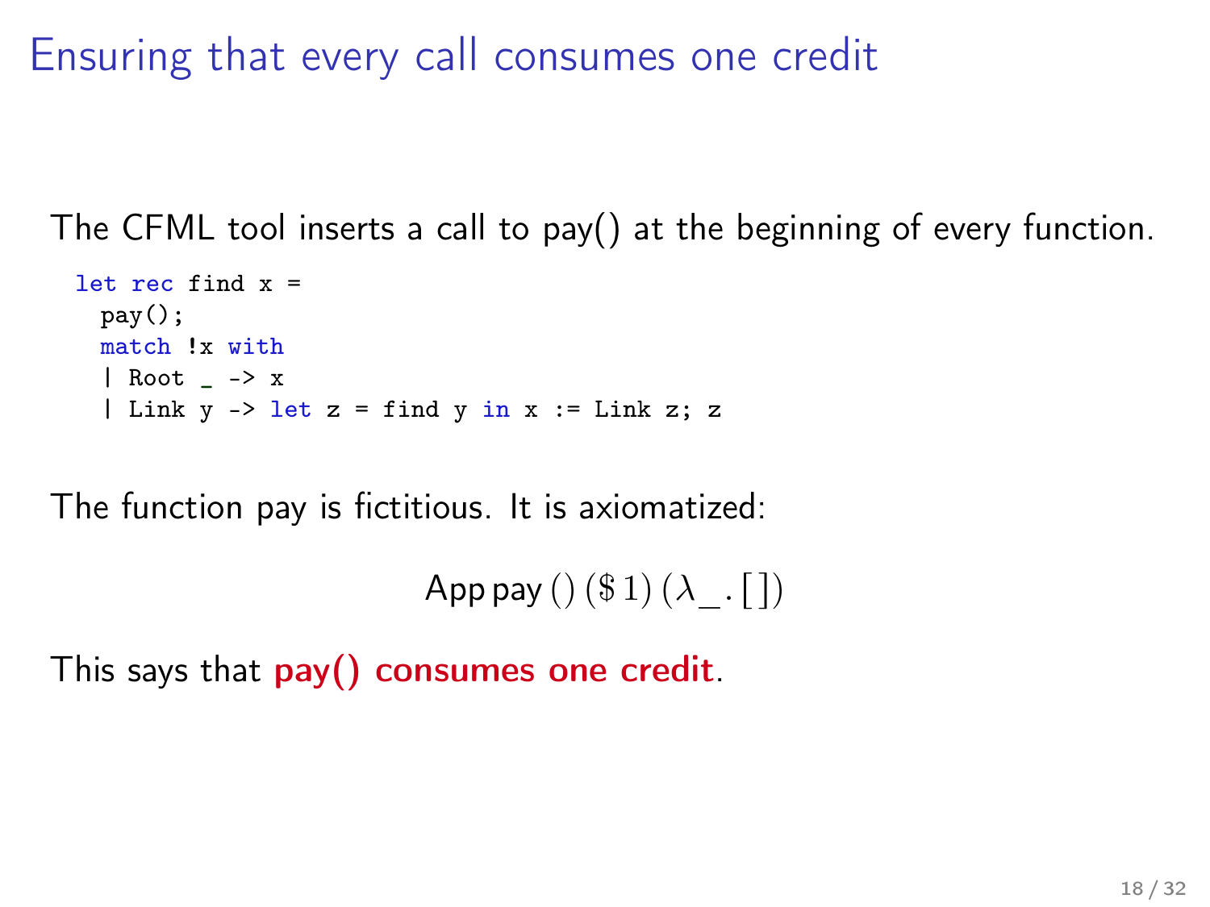# Ensuring that every call consumes one credit

The CFML tool inserts a call to pay() at the beginning of every function.

```
let rec find x =
  pay();
  match !x with
  | Root _ -> x
  | Link y -> let z = find y in x := Link z; z
```

The function pay is fictitious. It is axiomatized:

$$\mathsf{App}\,\mathsf{pay}\,()\,(\$\,1)\,(\lambda\_.\,[\,])$$

This says that **pay() consumes one credit**.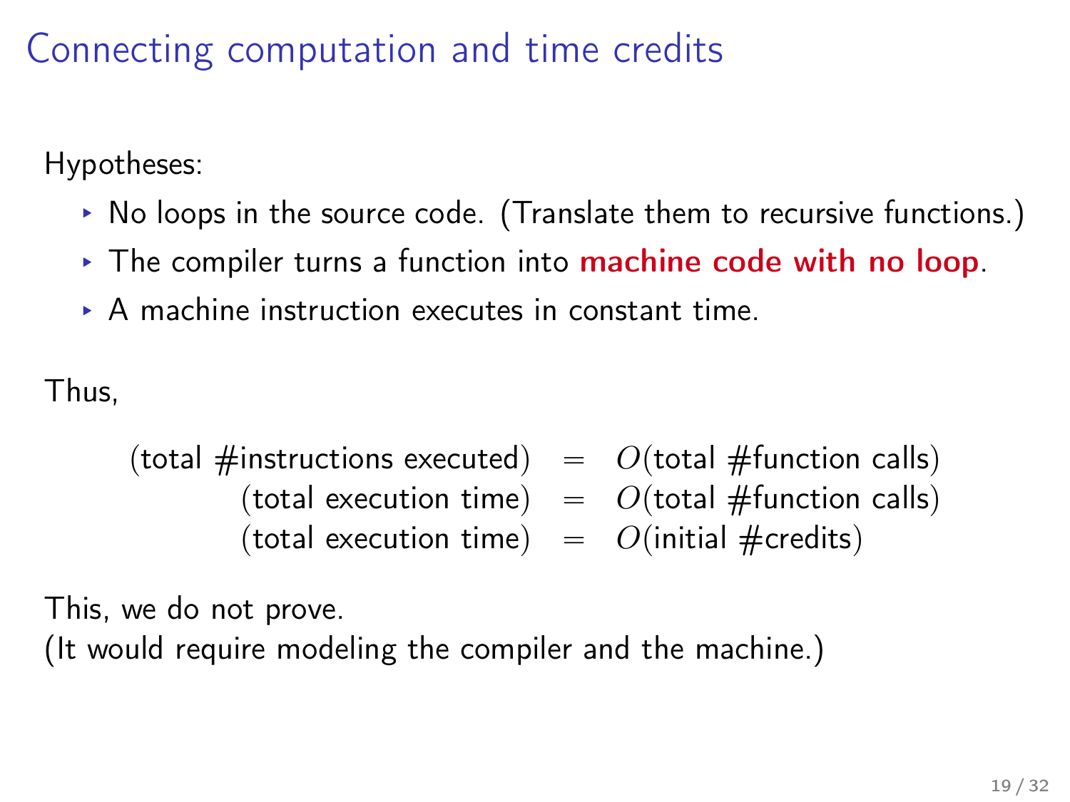# Connecting computation and time credits

Hypotheses:

- No loops in the source code. (Translate them to recursive functions.)
- The compiler turns a function into **machine code with no loop**.
- A machine instruction executes in constant time.

Thus,

$$
\begin{aligned}
\text{(total \#instructions executed)} &= O(\text{total \#function calls}) \\
\text{(total execution time)} &= O(\text{total \#function calls}) \\
\text{(total execution time)} &= O(\text{initial \#credits})
\end{aligned}
$$

This, we do not prove.
(It would require modeling the compiler and the machine.)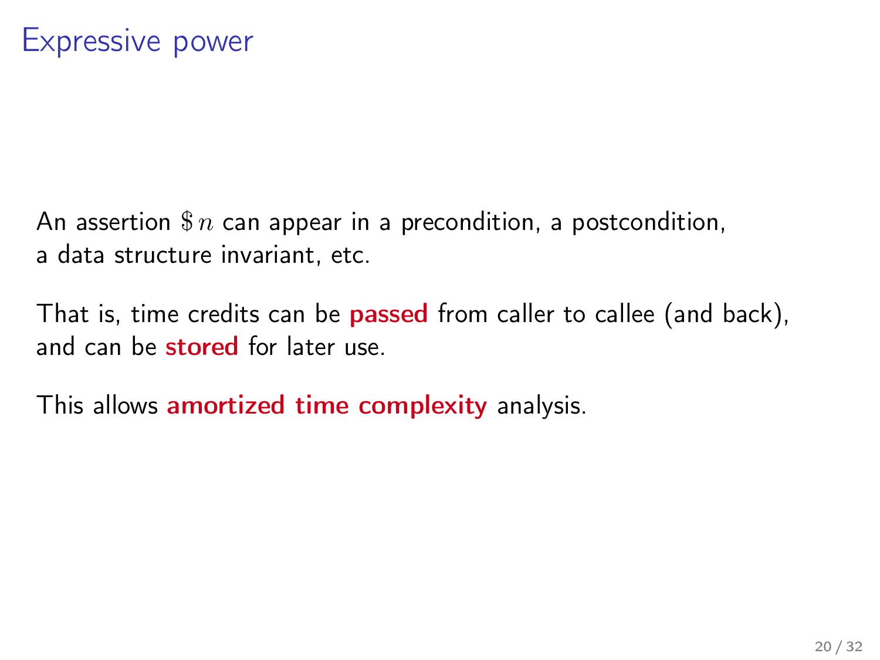# Expressive power

An assertion $\$\,n$ can appear in a precondition, a postcondition, a data structure invariant, etc.

That is, time credits can be **passed** from caller to callee (and back), and can be **stored** for later use.

This allows **amortized time complexity** analysis.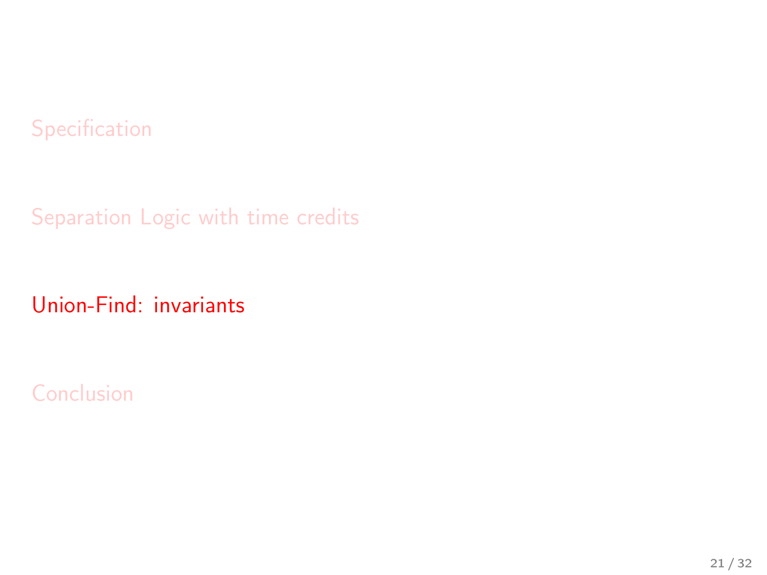Specification

Separation Logic with time credits

**Union-Find: invariants**

Conclusion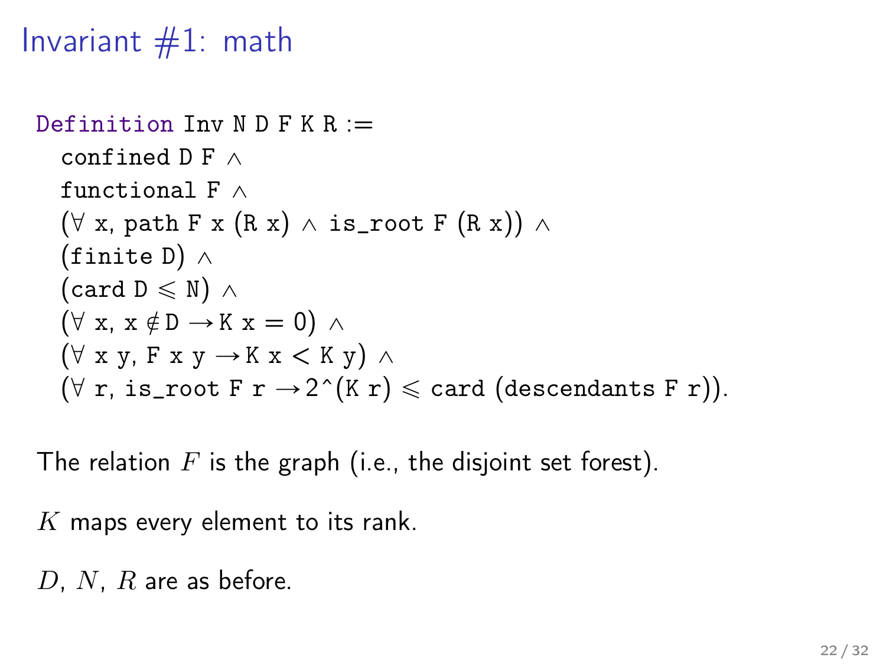# Invariant #1: math

```
Definition Inv N D F K R :=
  confined D F ∧
  functional F ∧
  (∀ x, path F x (R x) ∧ is_root F (R x)) ∧
  (finite D) ∧
  (card D ⩽ N) ∧
  (∀ x, x ∉ D → K x = 0) ∧
  (∀ x y, F x y → K x < K y) ∧
  (∀ r, is_root F r → 2^(K r) ⩽ card (descendants F r)).
```

The relation $F$ is the graph (i.e., the disjoint set forest).

$K$ maps every element to its rank.

$D$, $N$, $R$ are as before.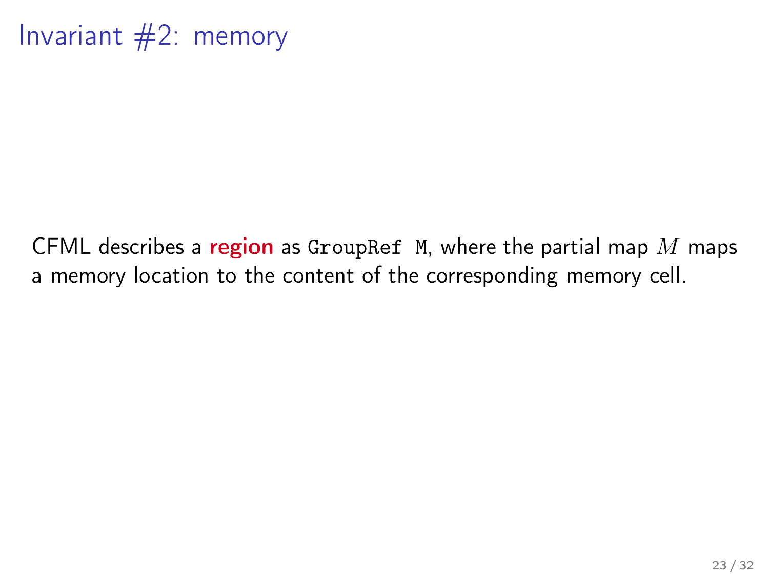# Invariant #2: memory

CFML describes a **region** as `GroupRef M`, where the partial map $M$ maps a memory location to the content of the corresponding memory cell.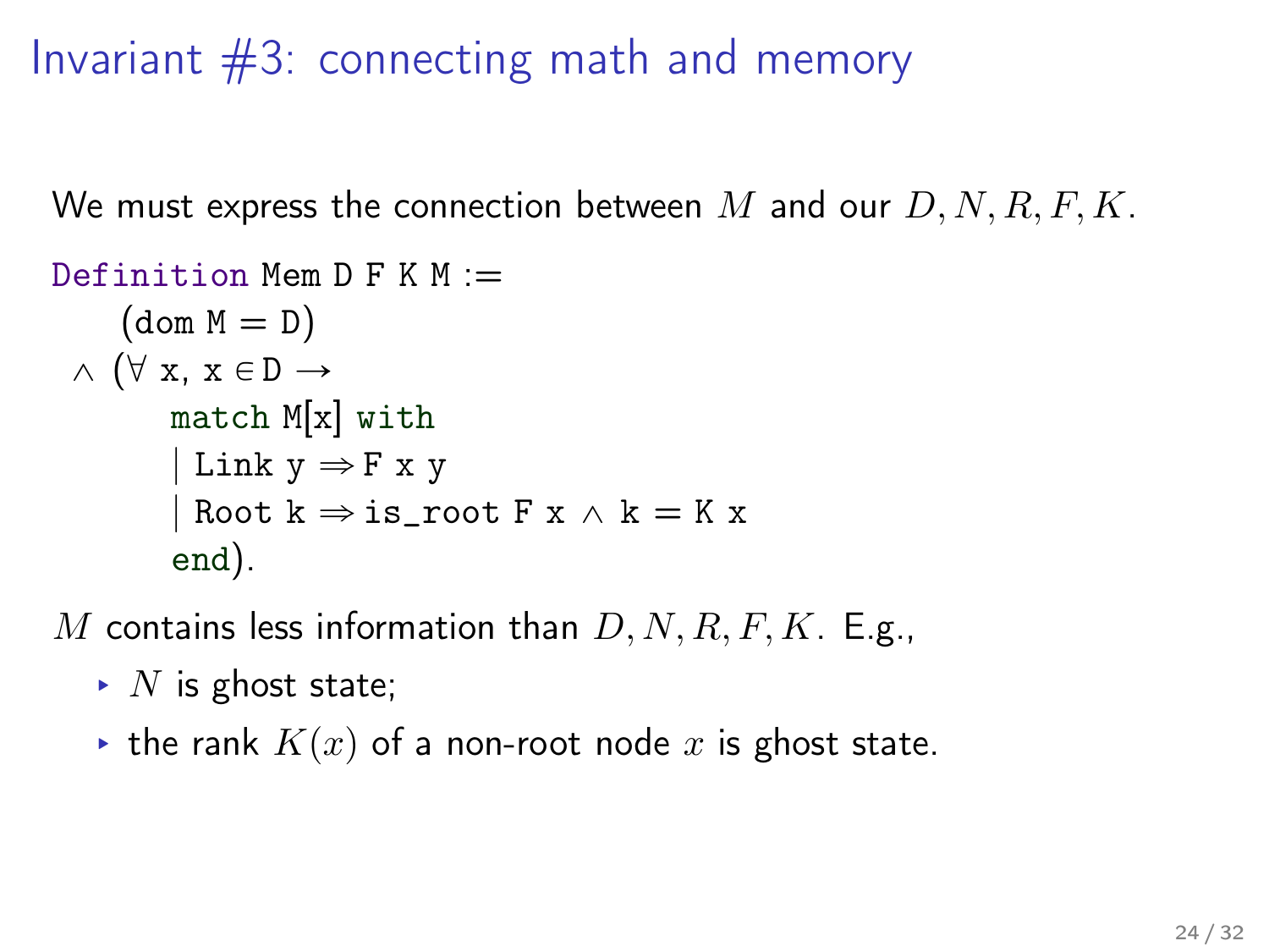# Invariant #3: connecting math and memory

We must express the connection between $M$ and our $D, N, R, F, K$.

```
Definition Mem D F K M :=
    (dom M = D)
  ∧ (∀ x, x ∈ D →
       match M[x] with
       | Link y ⇒ F x y
       | Root k ⇒ is_root F x ∧ k = K x
       end).
```

$M$ contains less information than $D, N, R, F, K$. E.g.,

- $N$ is ghost state;
- the rank $K(x)$ of a non-root node $x$ is ghost state.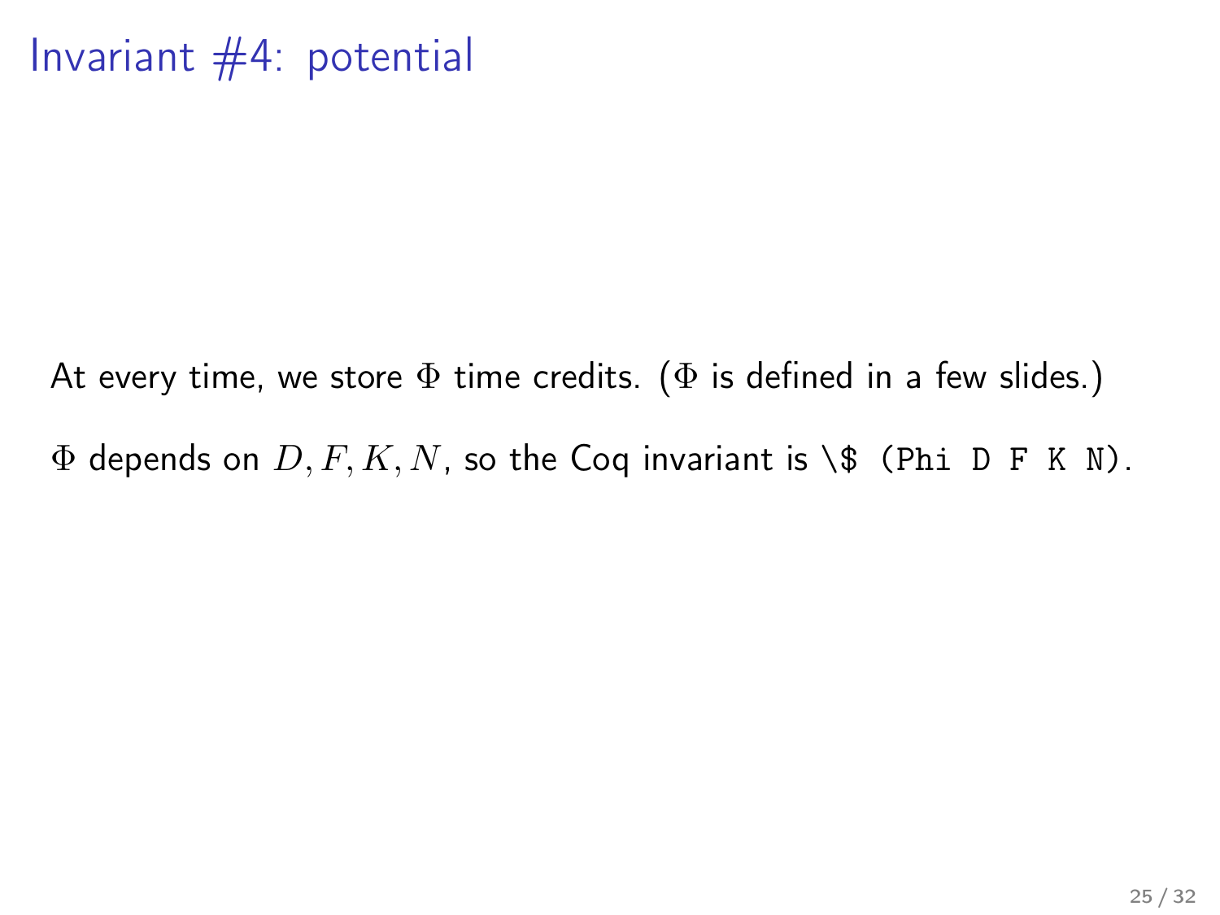# Invariant #4: potential

At every time, we store $\Phi$ time credits. ($\Phi$ is defined in a few slides.)

$\Phi$ depends on $D, F, K, N$, so the Coq invariant is `\$ (Phi D F K N)`.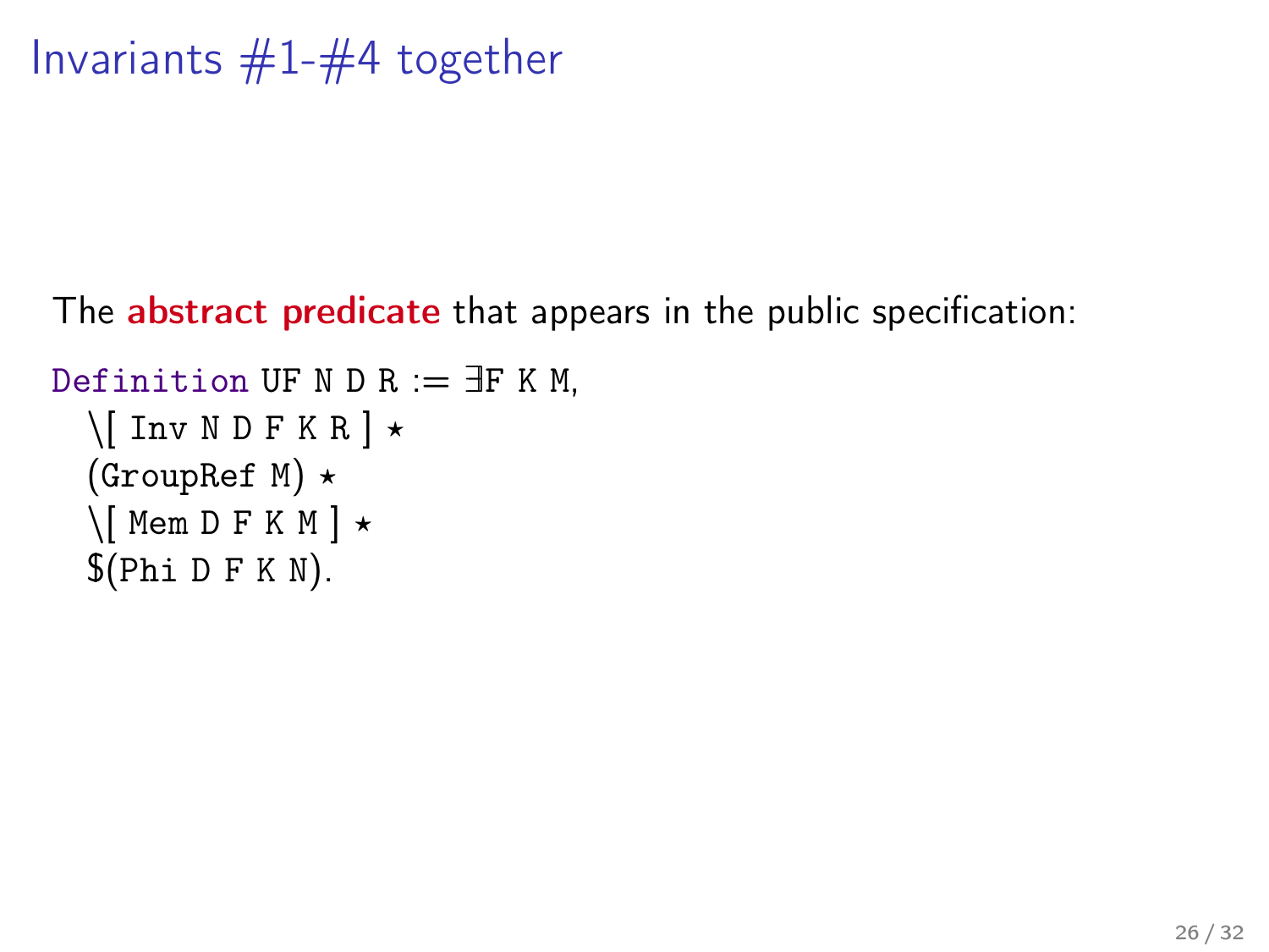# Invariants #1-#4 together

The **abstract predicate** that appears in the public specification:

```
Definition UF N D R := ∃F K M,
  \[ Inv N D F K R ] ⋆
  (GroupRef M) ⋆
  \[ Mem D F K M ] ⋆
  $(Phi D F K N).
```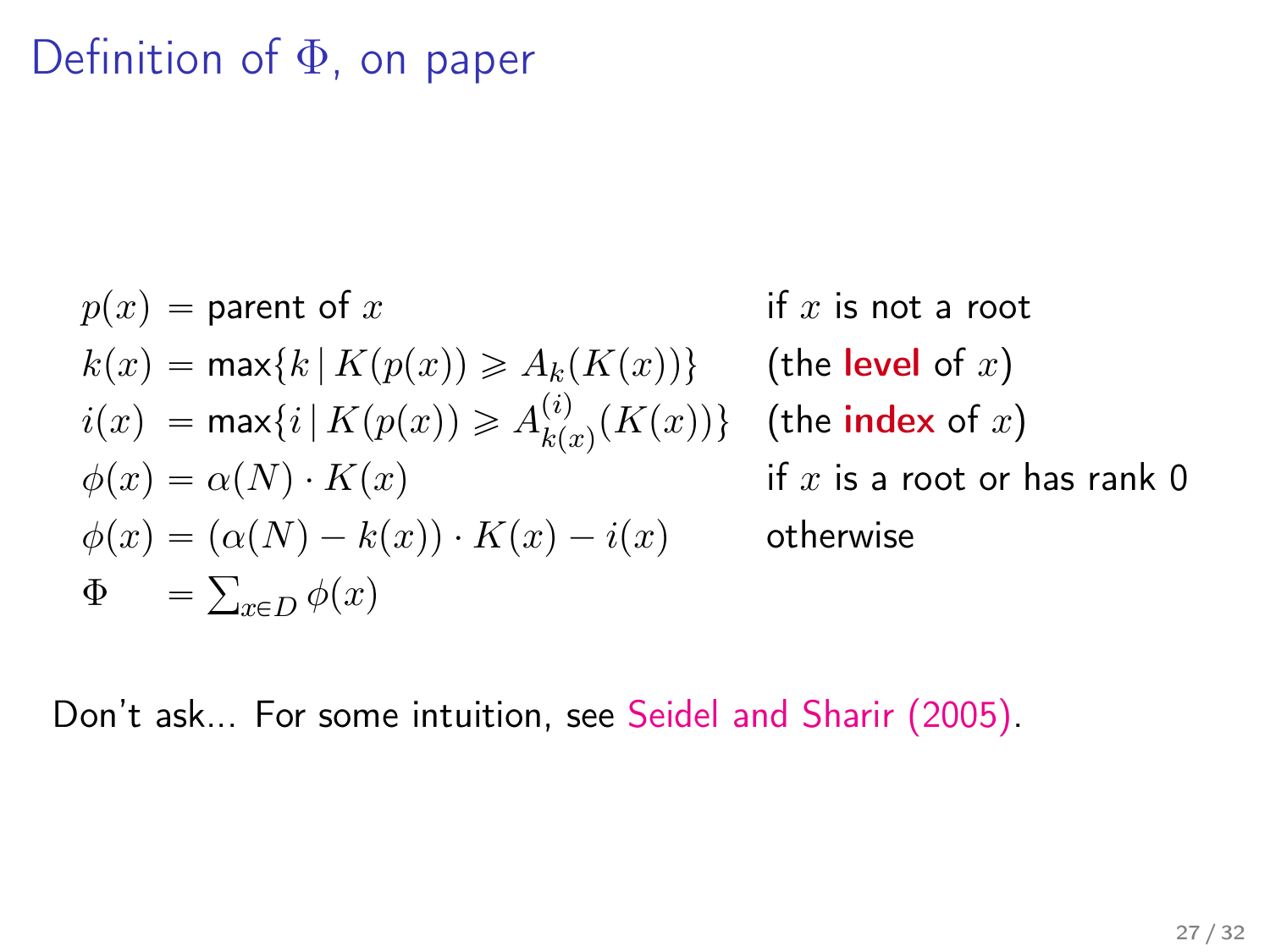# Definition of $\Phi$, on paper

$$
\begin{array}{lll}
p(x) & = \text{parent of } x & \text{if } x \text{ is not a root} \\
k(x) & = \max\{k \mid K(p(x)) \geqslant A_k(K(x))\} & \text{(the **level** of } x\text{)} \\
i(x) & = \max\{i \mid K(p(x)) \geqslant A_{k(x)}^{(i)}(K(x))\} & \text{(the **index** of } x\text{)} \\
\phi(x) & = \alpha(N) \cdot K(x) & \text{if } x \text{ is a root or has rank 0} \\
\phi(x) & = (\alpha(N) - k(x)) \cdot K(x) - i(x) & \text{otherwise} \\
\Phi & = \sum_{x \in D} \phi(x) &
\end{array}
$$

Don't ask... For some intuition, see Seidel and Sharir (2005).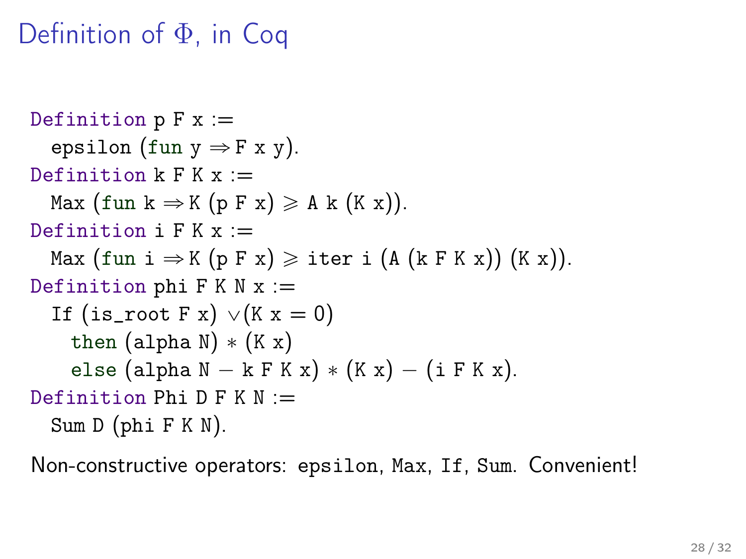# Definition of Φ, in Coq

```
Definition p F x :=
  epsilon (fun y ⇒ F x y).
Definition k F K x :=
  Max (fun k ⇒ K (p F x) ⩾ A k (K x)).
Definition i F K x :=
  Max (fun i ⇒ K (p F x) ⩾ iter i (A (k F K x)) (K x)).
Definition phi F K N x :=
  If (is_root F x) ∨(K x = 0)
    then (alpha N) ∗ (K x)
    else (alpha N − k F K x) ∗ (K x) − (i F K x).
Definition Phi D F K N :=
  Sum D (phi F K N).
```

Non-constructive operators: `epsilon`, `Max`, `If`, `Sum`. Convenient!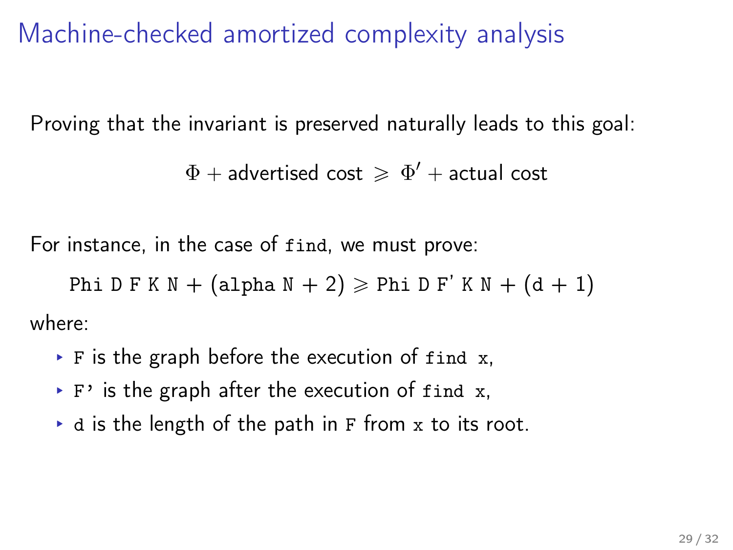# Machine-checked amortized complexity analysis

Proving that the invariant is preserved naturally leads to this goal:

$$\Phi + \text{advertised cost} \geqslant \Phi' + \text{actual cost}$$

For instance, in the case of `find`, we must prove:

$$\texttt{Phi D F K N} + (\texttt{alpha N} + 2) \geqslant \texttt{Phi D F' K N} + (\texttt{d} + 1)$$

where:

- `F` is the graph before the execution of `find x`,
- `F'` is the graph after the execution of `find x`,
- `d` is the length of the path in `F` from `x` to its root.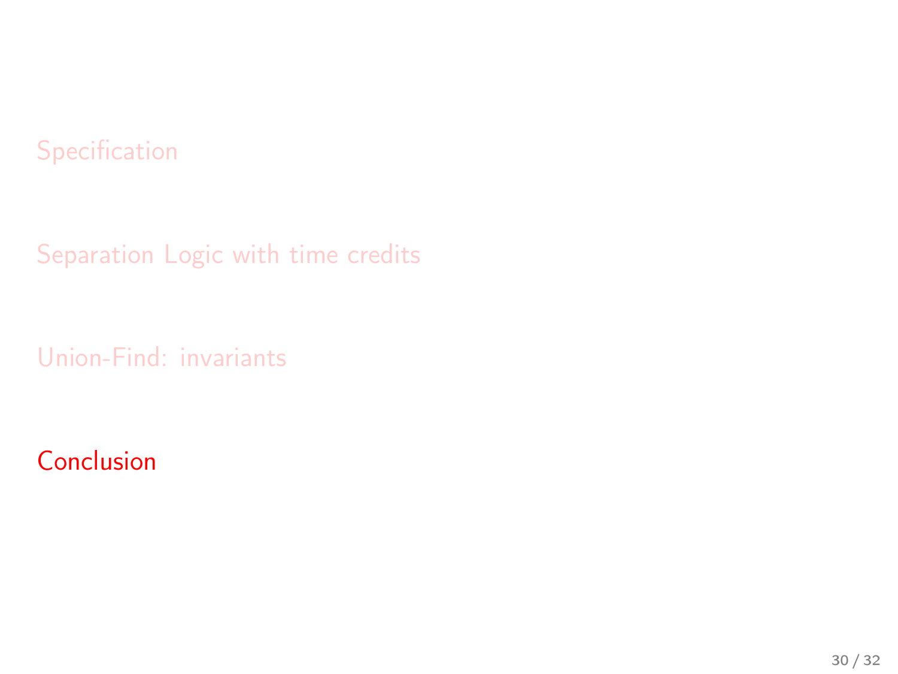Specification

Separation Logic with time credits

Union-Find: invariants

Conclusion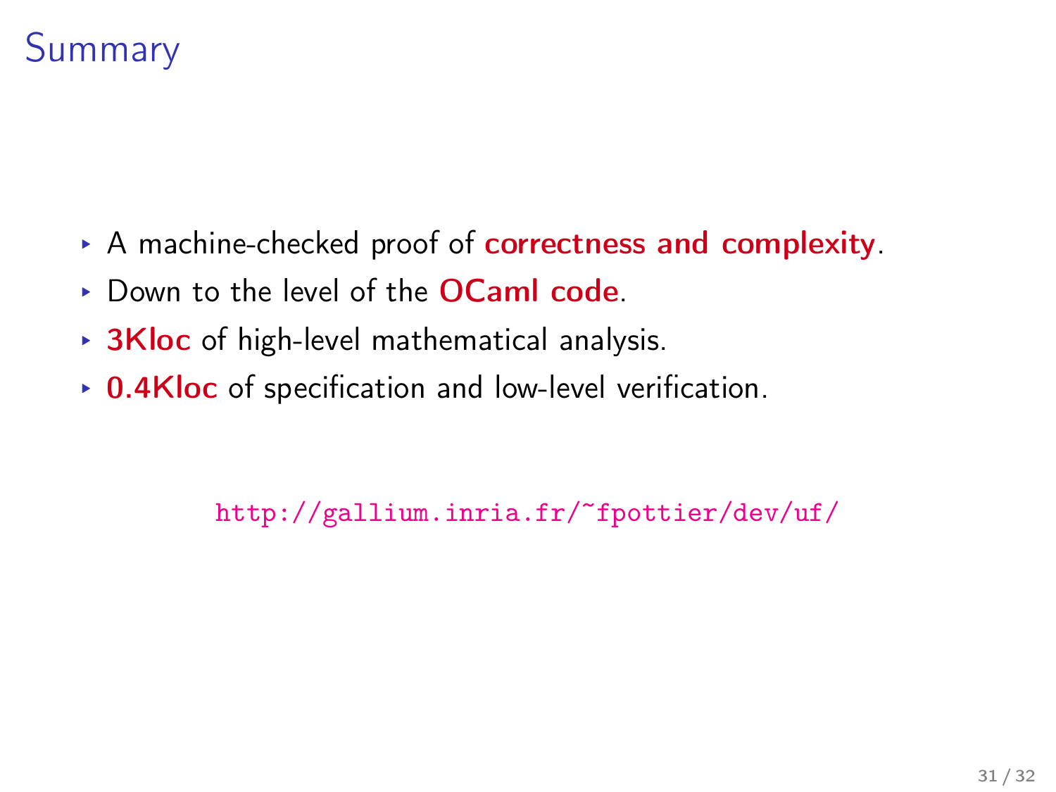# Summary

- A machine-checked proof of **correctness and complexity**.
- Down to the level of the **OCaml code**.
- **3Kloc** of high-level mathematical analysis.
- **0.4Kloc** of specification and low-level verification.

http://gallium.inria.fr/~fpottier/dev/uf/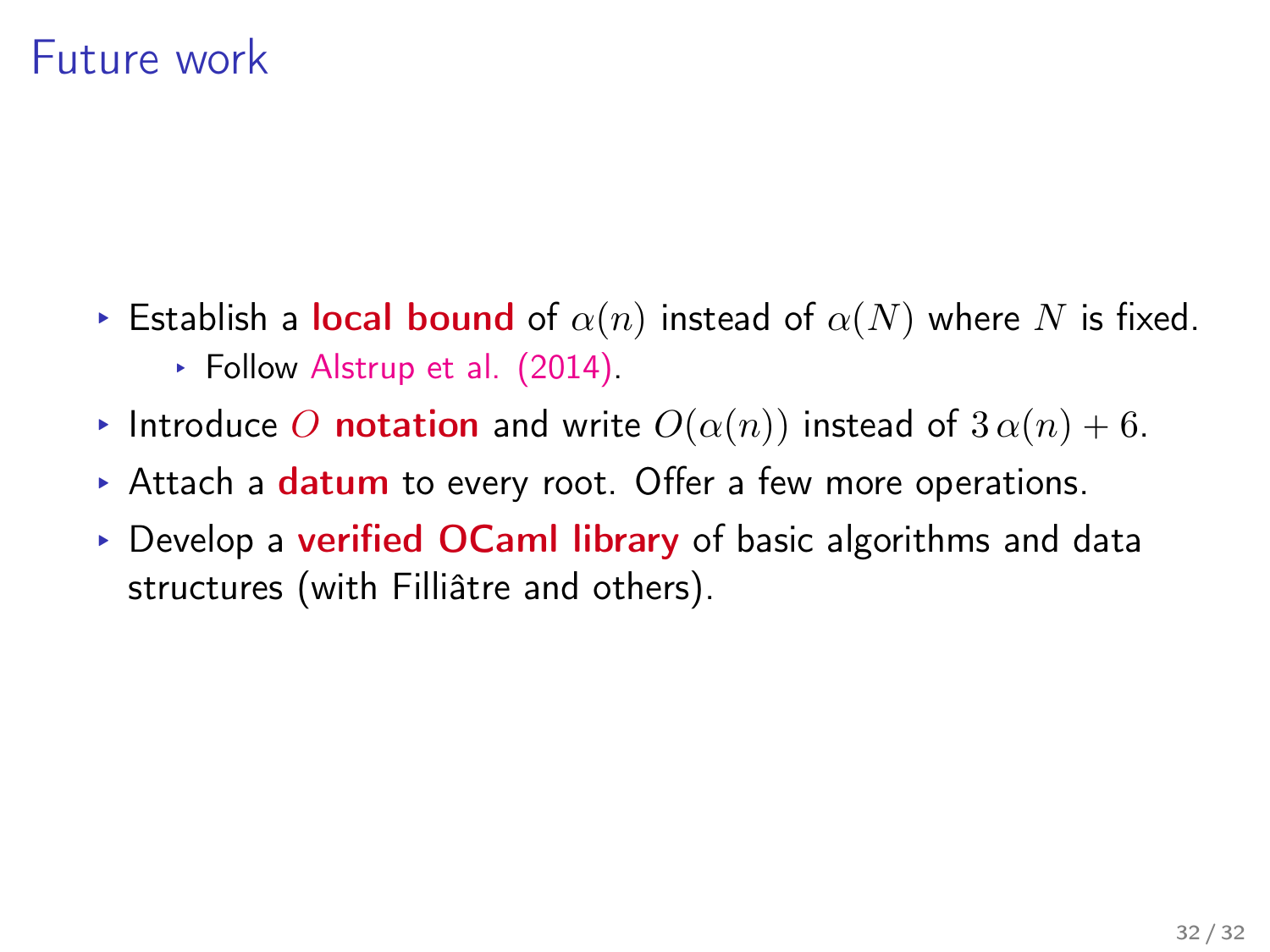# Future work

- Establish a **local bound** of $\alpha(n)$ instead of $\alpha(N)$ where $N$ is fixed.
  - Follow Alstrup et al. (2014).
- Introduce $O$ **notation** and write $O(\alpha(n))$ instead of $3\,\alpha(n) + 6$.
- Attach a **datum** to every root. Offer a few more operations.
- Develop a **verified OCaml library** of basic algorithms and data structures (with Filliâtre and others).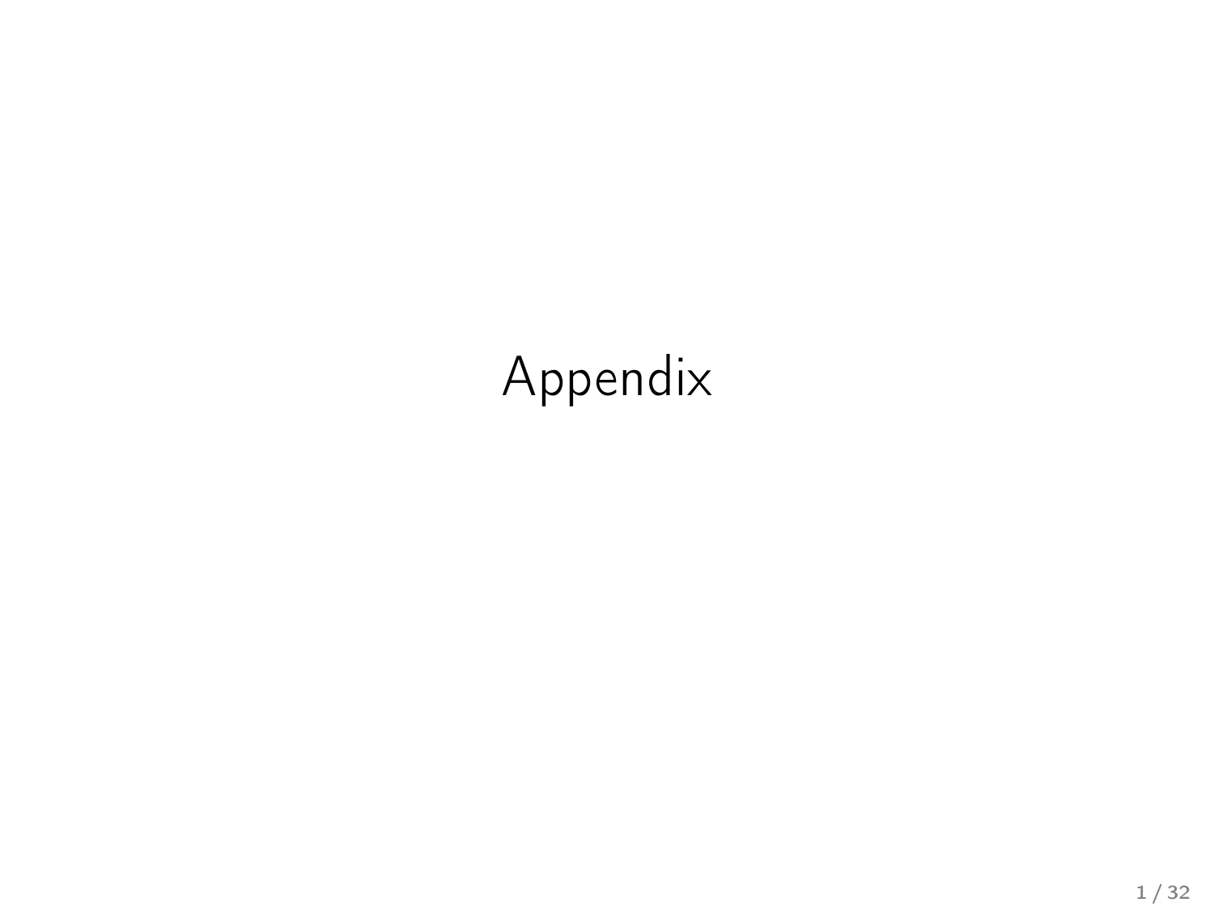# Appendix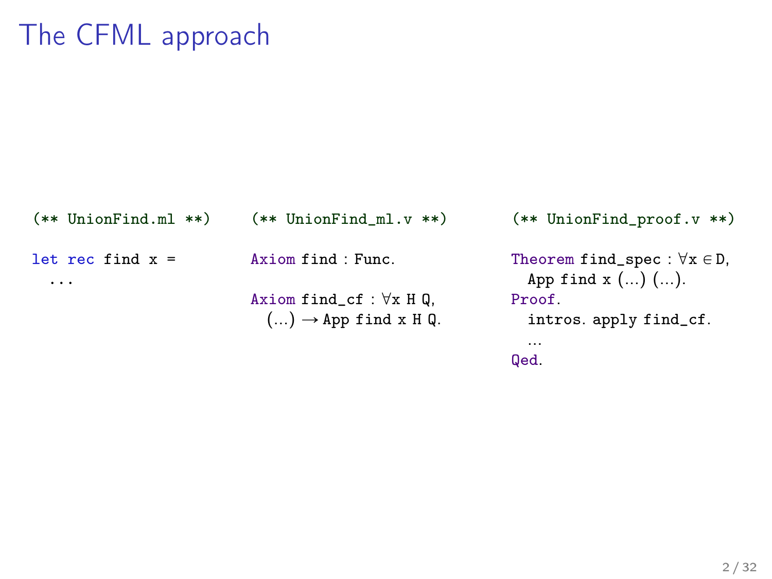# The CFML approach

```
(** UnionFind.ml **)

let rec find x =
  ...
```

```
(** UnionFind_ml.v **)

Axiom find : Func.

Axiom find_cf : ∀x H Q,
  (...) → App find x H Q.
```

```
(** UnionFind_proof.v **)

Theorem find_spec : ∀x ∈ D,
  App find x (...) (...).
Proof.
  intros. apply find_cf.
  ...
Qed.
```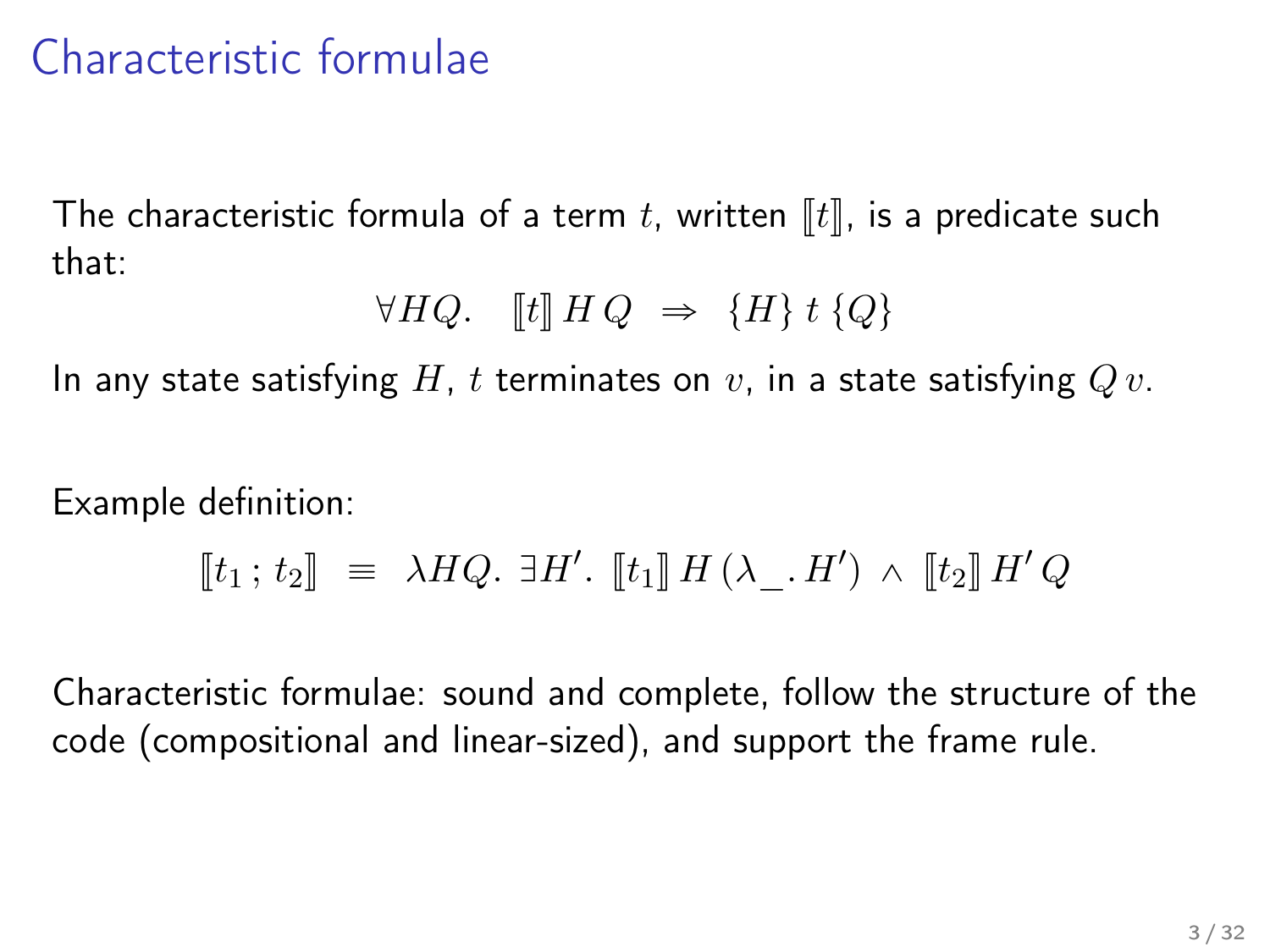# Characteristic formulae

The characteristic formula of a term $t$, written $[\![t]\!]$, is a predicate such that:

$$\forall HQ. \quad [\![t]\!]\, H\, Q \;\Rightarrow\; \{H\}\; t\; \{Q\}$$

In any state satisfying $H$, $t$ terminates on $v$, in a state satisfying $Q\,v$.

Example definition:

$$[\![t_1\,;\,t_2]\!] \;\equiv\; \lambda HQ.\ \exists H'.\ [\![t_1]\!]\, H\, (\lambda\_.\, H') \,\wedge\, [\![t_2]\!]\, H'\, Q$$

Characteristic formulae: sound and complete, follow the structure of the code (compositional and linear-sized), and support the frame rule.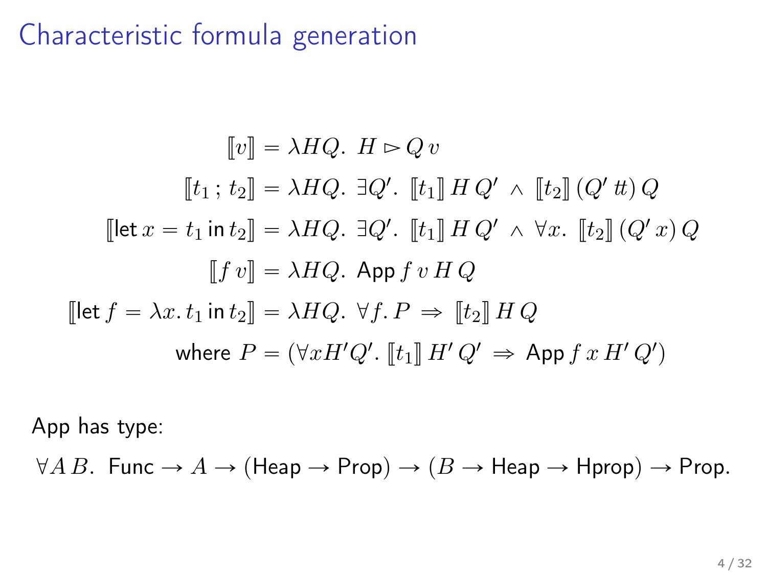# Characteristic formula generation

$$
\begin{aligned}
[\![v]\!] &= \lambda H Q.\ H \rhd Q\, v \\
[\![t_1\, ;\, t_2]\!] &= \lambda H Q.\ \exists Q'.\ [\![t_1]\!]\, H\, Q' \ \wedge\ [\![t_2]\!]\, (Q'\, tt)\, Q \\
[\![\mathsf{let}\ x = t_1\ \mathsf{in}\ t_2]\!] &= \lambda H Q.\ \exists Q'.\ [\![t_1]\!]\, H\, Q' \ \wedge\ \forall x.\ [\![t_2]\!]\, (Q'\, x)\, Q \\
[\![f\ v]\!] &= \lambda H Q.\ \mathsf{App}\, f\, v\, H\, Q \\
[\![\mathsf{let}\ f = \lambda x.\, t_1\ \mathsf{in}\ t_2]\!] &= \lambda H Q.\ \forall f.\, P \Rightarrow\ [\![t_2]\!]\, H\, Q \\
&\quad \text{where } P = (\forall x H' Q'.\ [\![t_1]\!]\, H'\, Q' \Rightarrow\ \mathsf{App}\, f\, x\, H'\, Q')
\end{aligned}
$$

App has type:

$\forall A\, B.\ \ \mathsf{Func} \to A \to (\mathsf{Heap} \to \mathsf{Prop}) \to (B \to \mathsf{Heap} \to \mathsf{Hprop}) \to \mathsf{Prop}.$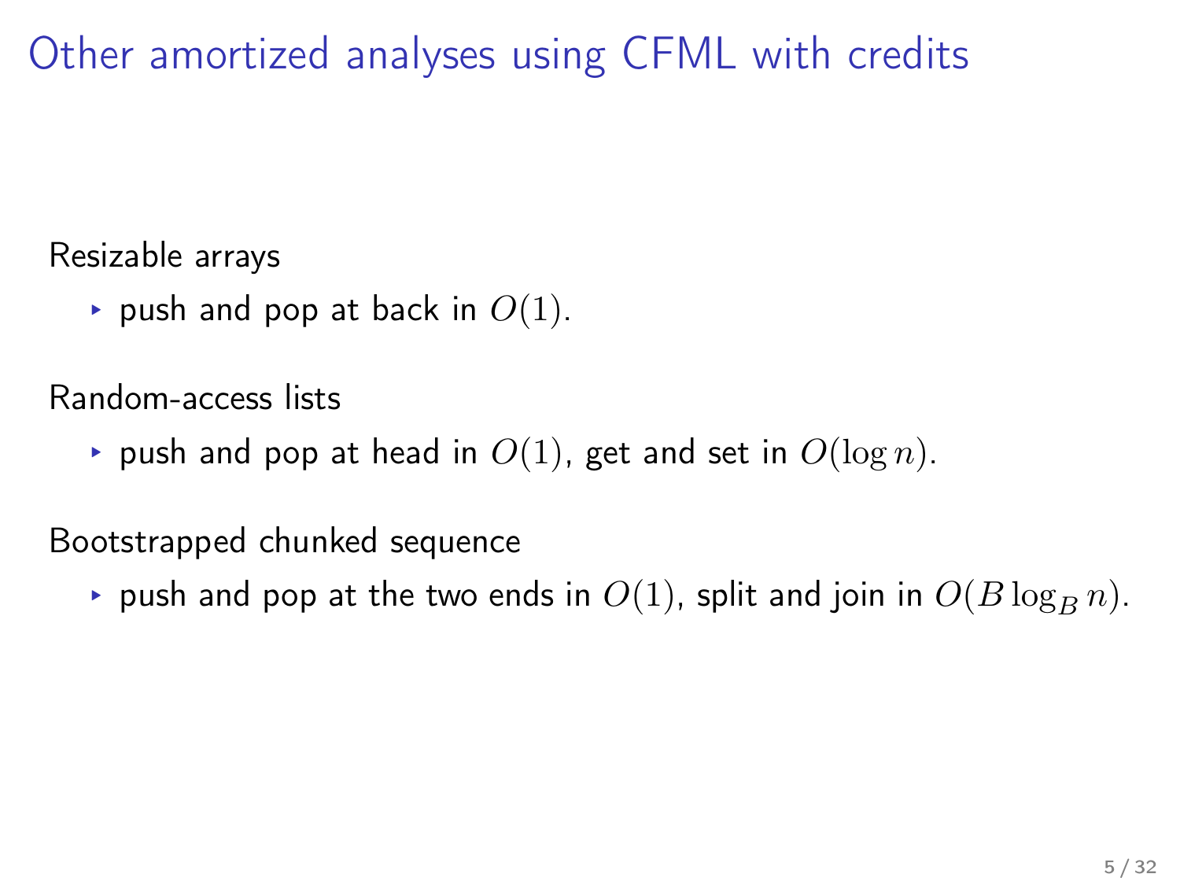# Other amortized analyses using CFML with credits

Resizable arrays

- push and pop at back in $O(1)$.

Random-access lists

- push and pop at head in $O(1)$, get and set in $O(\log n)$.

Bootstrapped chunked sequence

- push and pop at the two ends in $O(1)$, split and join in $O(B \log_B n)$.